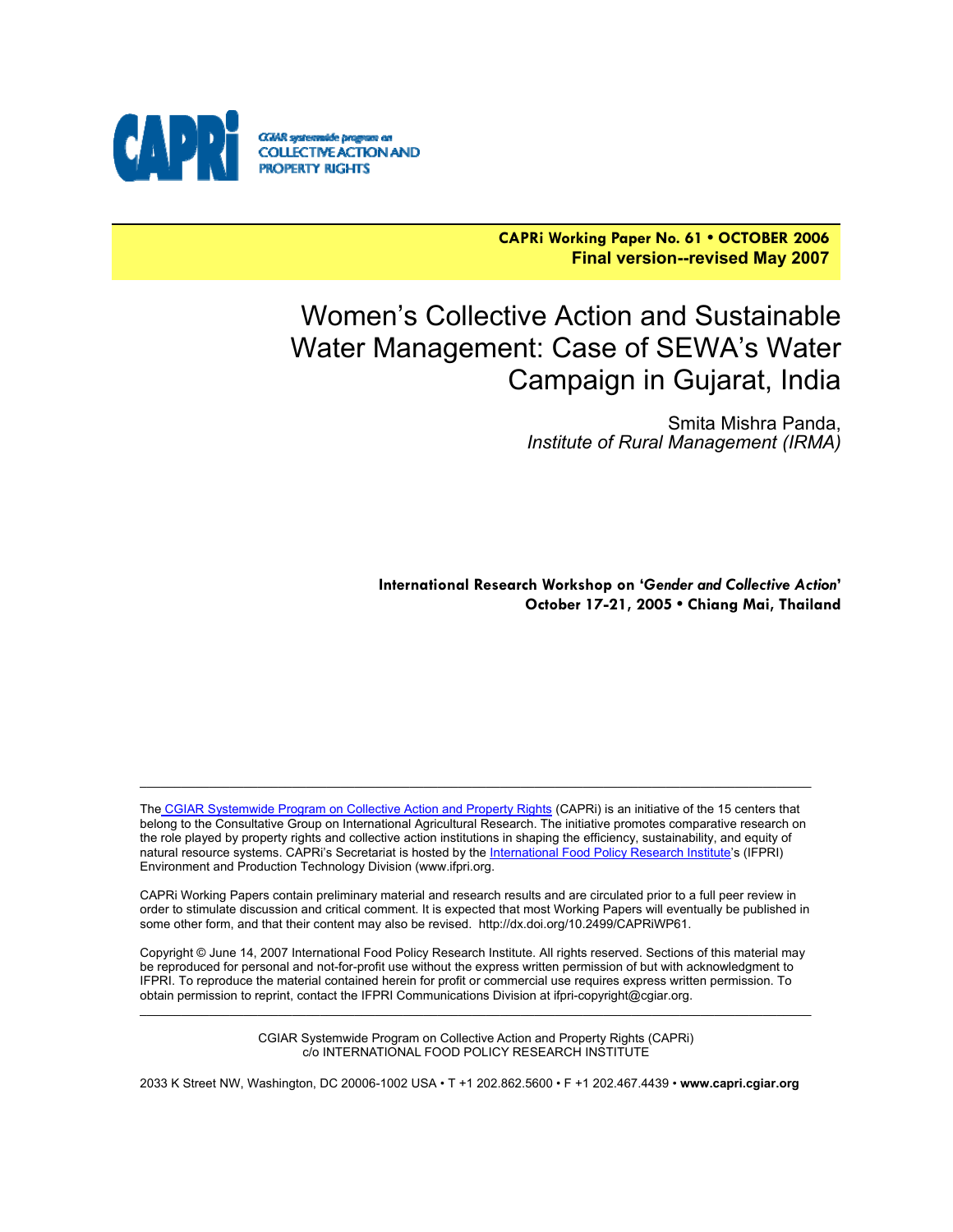CAPRi

CGIAR systemwide program on COLLECTIVE ACTION AND PROPERTY RIGHTS

**CAPRi Working Paper No. 61 • OCTOBER 2006**
**Final version--revised May 2007**

# Women's Collective Action and Sustainable Water Management: Case of SEWA's Water Campaign in Gujarat, India

Smita Mishra Panda,
*Institute of Rural Management (IRMA)*

**International Research Workshop on '*Gender and Collective Action*'**
**October 17-21, 2005 • Chiang Mai, Thailand**

---

The CGIAR Systemwide Program on Collective Action and Property Rights (CAPRi) is an initiative of the 15 centers that belong to the Consultative Group on International Agricultural Research. The initiative promotes comparative research on the role played by property rights and collective action institutions in shaping the efficiency, sustainability, and equity of natural resource systems. CAPRi's Secretariat is hosted by the International Food Policy Research Institute's (IFPRI) Environment and Production Technology Division (www.ifpri.org.

CAPRi Working Papers contain preliminary material and research results and are circulated prior to a full peer review in order to stimulate discussion and critical comment. It is expected that most Working Papers will eventually be published in some other form, and that their content may also be revised. http://dx.doi.org/10.2499/CAPRiWP61.

Copyright © June 14, 2007 International Food Policy Research Institute. All rights reserved. Sections of this material may be reproduced for personal and not-for-profit use without the express written permission of but with acknowledgment to IFPRI. To reproduce the material contained herein for profit or commercial use requires express written permission. To obtain permission to reprint, contact the IFPRI Communications Division at ifpri-copyright@cgiar.org.

---

CGIAR Systemwide Program on Collective Action and Property Rights (CAPRi)
c/o INTERNATIONAL FOOD POLICY RESEARCH INSTITUTE

2033 K Street NW, Washington, DC 20006-1002 USA • T +1 202.862.5600 • F +1 202.467.4439 • **www.capri.cgiar.org**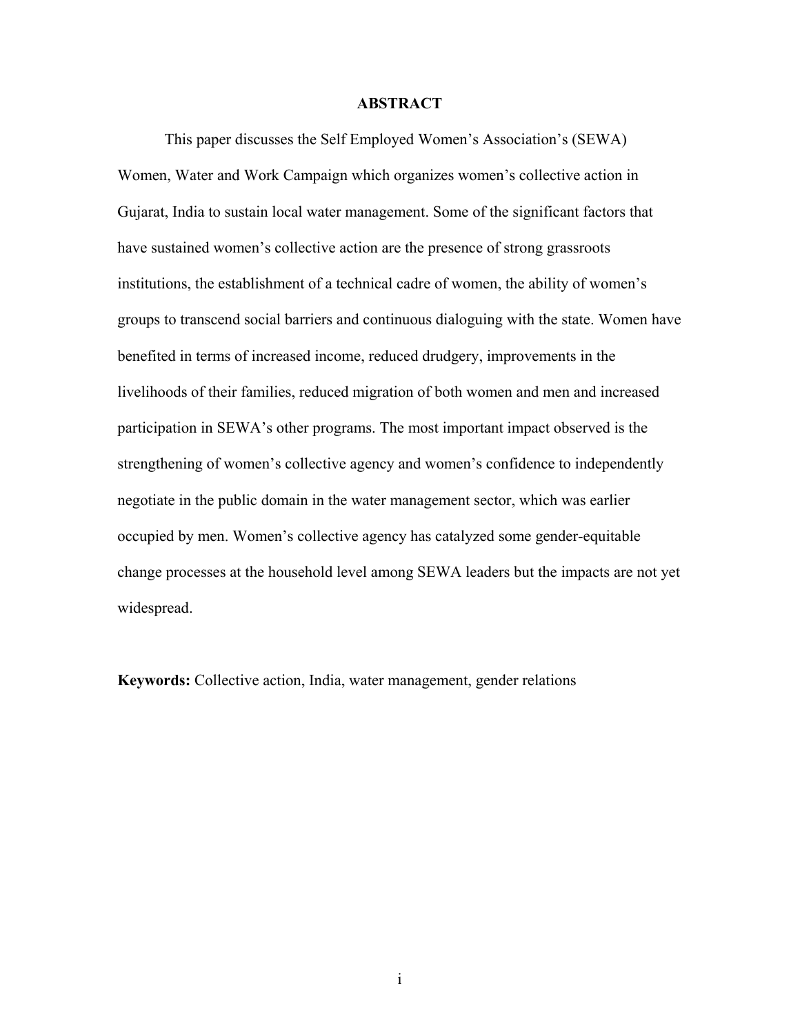# ABSTRACT

This paper discusses the Self Employed Women's Association's (SEWA) Women, Water and Work Campaign which organizes women's collective action in Gujarat, India to sustain local water management. Some of the significant factors that have sustained women's collective action are the presence of strong grassroots institutions, the establishment of a technical cadre of women, the ability of women's groups to transcend social barriers and continuous dialoguing with the state. Women have benefited in terms of increased income, reduced drudgery, improvements in the livelihoods of their families, reduced migration of both women and men and increased participation in SEWA's other programs. The most important impact observed is the strengthening of women's collective agency and women's confidence to independently negotiate in the public domain in the water management sector, which was earlier occupied by men. Women's collective agency has catalyzed some gender-equitable change processes at the household level among SEWA leaders but the impacts are not yet widespread.

**Keywords:** Collective action, India, water management, gender relations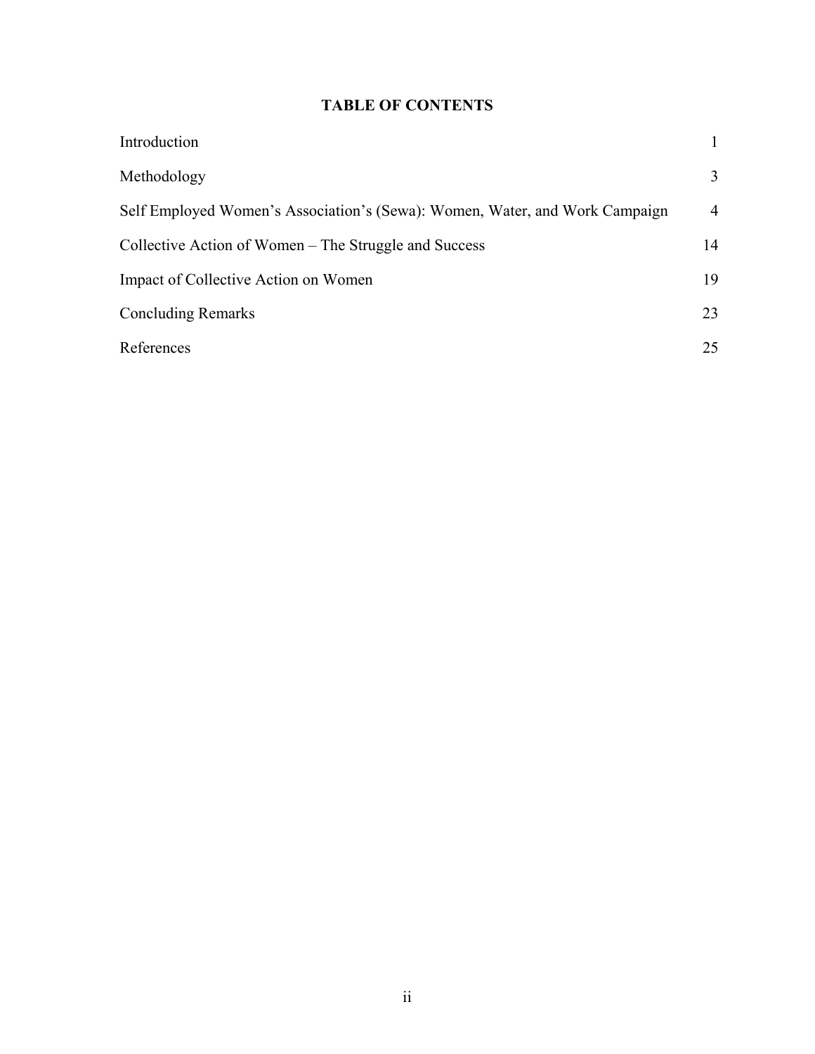# TABLE OF CONTENTS

| | |
|---|---|
| Introduction | 1 |
| Methodology | 3 |
| Self Employed Women's Association's (Sewa): Women, Water, and Work Campaign | 4 |
| Collective Action of Women – The Struggle and Success | 14 |
| Impact of Collective Action on Women | 19 |
| Concluding Remarks | 23 |
| References | 25 |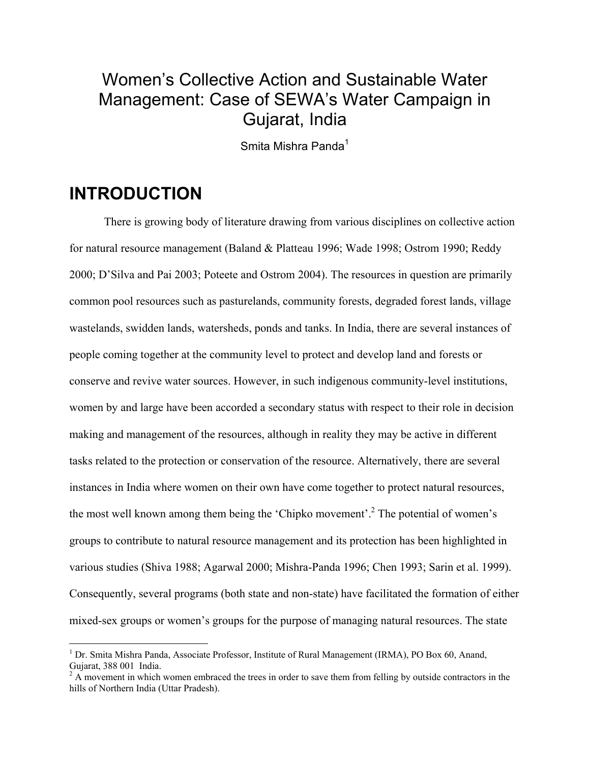# Women's Collective Action and Sustainable Water Management: Case of SEWA's Water Campaign in Gujarat, India

Smita Mishra Panda[1]

# INTRODUCTION

There is growing body of literature drawing from various disciplines on collective action for natural resource management (Baland & Platteau 1996; Wade 1998; Ostrom 1990; Reddy 2000; D'Silva and Pai 2003; Poteete and Ostrom 2004). The resources in question are primarily common pool resources such as pasturelands, community forests, degraded forest lands, village wastelands, swidden lands, watersheds, ponds and tanks. In India, there are several instances of people coming together at the community level to protect and develop land and forests or conserve and revive water sources. However, in such indigenous community-level institutions, women by and large have been accorded a secondary status with respect to their role in decision making and management of the resources, although in reality they may be active in different tasks related to the protection or conservation of the resource. Alternatively, there are several instances in India where women on their own have come together to protect natural resources, the most well known among them being the 'Chipko movement'.[2] The potential of women's groups to contribute to natural resource management and its protection has been highlighted in various studies (Shiva 1988; Agarwal 2000; Mishra-Panda 1996; Chen 1993; Sarin et al. 1999). Consequently, several programs (both state and non-state) have facilitated the formation of either mixed-sex groups or women's groups for the purpose of managing natural resources. The state

---

[1] Dr. Smita Mishra Panda, Associate Professor, Institute of Rural Management (IRMA), PO Box 60, Anand, Gujarat, 388 001 India.

[2] A movement in which women embraced the trees in order to save them from felling by outside contractors in the hills of Northern India (Uttar Pradesh).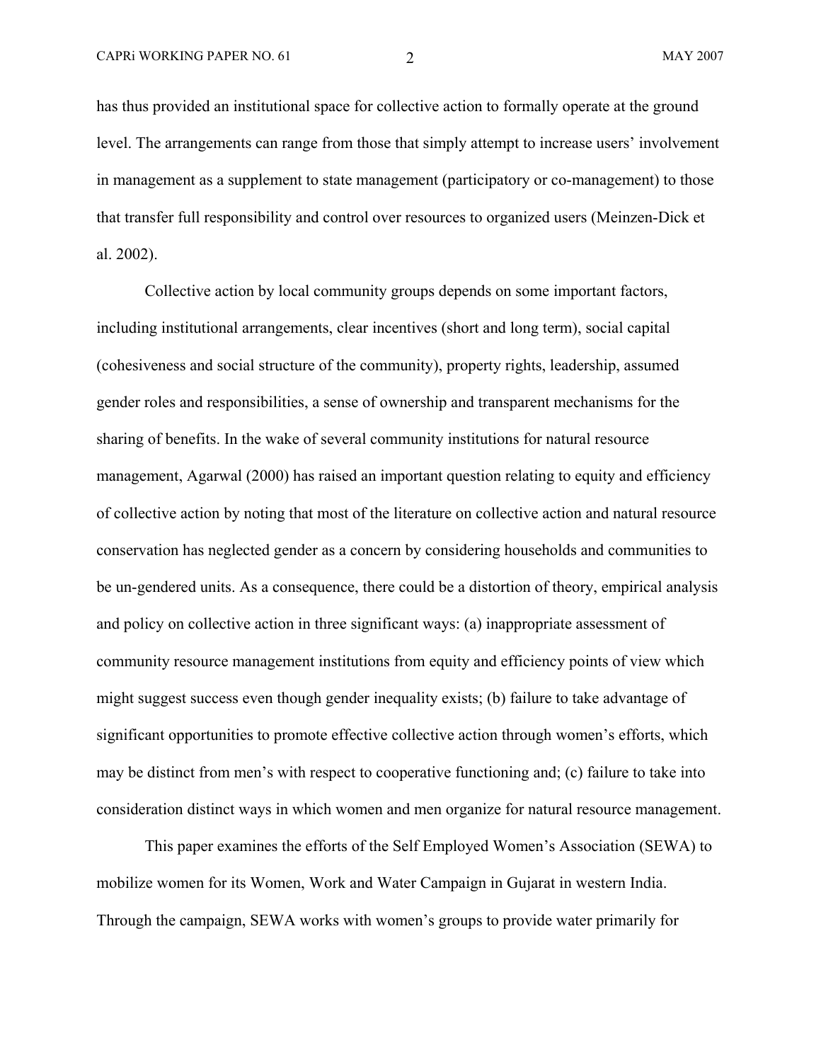has thus provided an institutional space for collective action to formally operate at the ground level. The arrangements can range from those that simply attempt to increase users' involvement in management as a supplement to state management (participatory or co-management) to those that transfer full responsibility and control over resources to organized users (Meinzen-Dick et al. 2002).

Collective action by local community groups depends on some important factors, including institutional arrangements, clear incentives (short and long term), social capital (cohesiveness and social structure of the community), property rights, leadership, assumed gender roles and responsibilities, a sense of ownership and transparent mechanisms for the sharing of benefits. In the wake of several community institutions for natural resource management, Agarwal (2000) has raised an important question relating to equity and efficiency of collective action by noting that most of the literature on collective action and natural resource conservation has neglected gender as a concern by considering households and communities to be un-gendered units. As a consequence, there could be a distortion of theory, empirical analysis and policy on collective action in three significant ways: (a) inappropriate assessment of community resource management institutions from equity and efficiency points of view which might suggest success even though gender inequality exists; (b) failure to take advantage of significant opportunities to promote effective collective action through women's efforts, which may be distinct from men's with respect to cooperative functioning and; (c) failure to take into consideration distinct ways in which women and men organize for natural resource management.

This paper examines the efforts of the Self Employed Women's Association (SEWA) to mobilize women for its Women, Work and Water Campaign in Gujarat in western India. Through the campaign, SEWA works with women's groups to provide water primarily for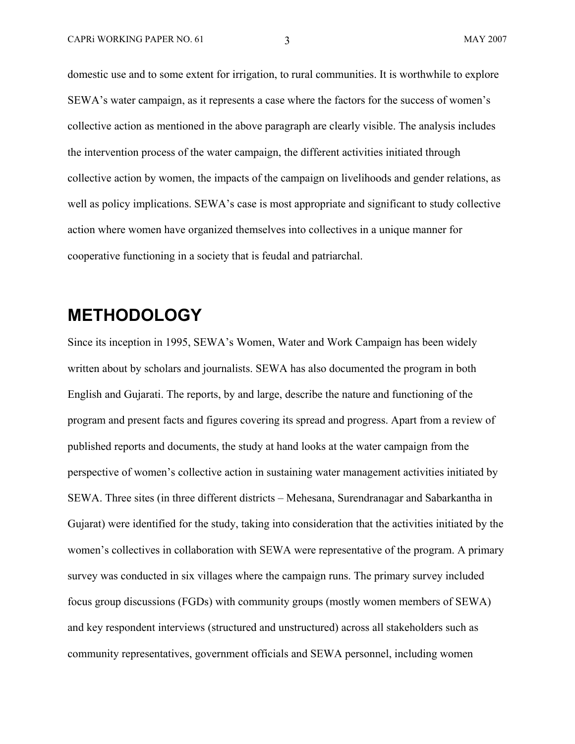domestic use and to some extent for irrigation, to rural communities. It is worthwhile to explore SEWA's water campaign, as it represents a case where the factors for the success of women's collective action as mentioned in the above paragraph are clearly visible. The analysis includes the intervention process of the water campaign, the different activities initiated through collective action by women, the impacts of the campaign on livelihoods and gender relations, as well as policy implications. SEWA's case is most appropriate and significant to study collective action where women have organized themselves into collectives in a unique manner for cooperative functioning in a society that is feudal and patriarchal.

# METHODOLOGY

Since its inception in 1995, SEWA's Women, Water and Work Campaign has been widely written about by scholars and journalists. SEWA has also documented the program in both English and Gujarati. The reports, by and large, describe the nature and functioning of the program and present facts and figures covering its spread and progress. Apart from a review of published reports and documents, the study at hand looks at the water campaign from the perspective of women's collective action in sustaining water management activities initiated by SEWA. Three sites (in three different districts – Mehesana, Surendranagar and Sabarkantha in Gujarat) were identified for the study, taking into consideration that the activities initiated by the women's collectives in collaboration with SEWA were representative of the program. A primary survey was conducted in six villages where the campaign runs. The primary survey included focus group discussions (FGDs) with community groups (mostly women members of SEWA) and key respondent interviews (structured and unstructured) across all stakeholders such as community representatives, government officials and SEWA personnel, including women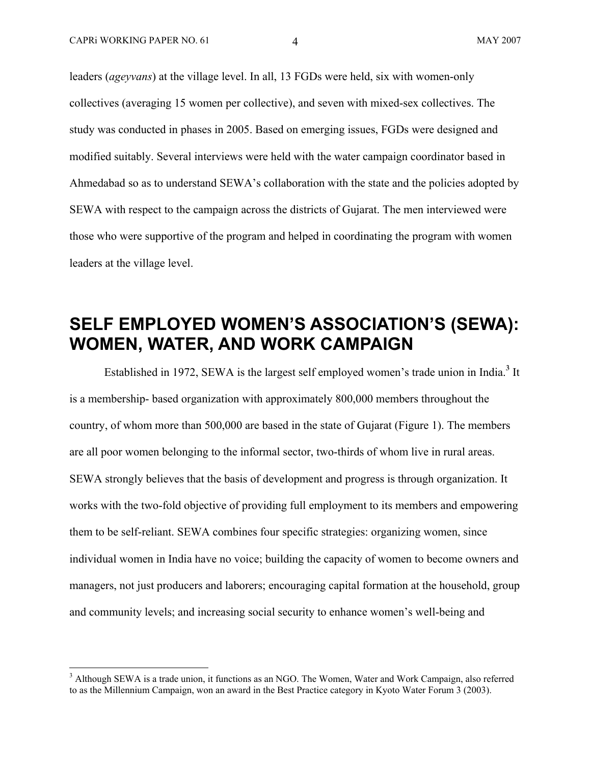leaders (*ageyvans*) at the village level. In all, 13 FGDs were held, six with women-only collectives (averaging 15 women per collective), and seven with mixed-sex collectives. The study was conducted in phases in 2005. Based on emerging issues, FGDs were designed and modified suitably. Several interviews were held with the water campaign coordinator based in Ahmedabad so as to understand SEWA's collaboration with the state and the policies adopted by SEWA with respect to the campaign across the districts of Gujarat. The men interviewed were those who were supportive of the program and helped in coordinating the program with women leaders at the village level.

# SELF EMPLOYED WOMEN'S ASSOCIATION'S (SEWA): WOMEN, WATER, AND WORK CAMPAIGN

Established in 1972, SEWA is the largest self employed women's trade union in India.[3] It is a membership- based organization with approximately 800,000 members throughout the country, of whom more than 500,000 are based in the state of Gujarat (Figure 1). The members are all poor women belonging to the informal sector, two-thirds of whom live in rural areas. SEWA strongly believes that the basis of development and progress is through organization. It works with the two-fold objective of providing full employment to its members and empowering them to be self-reliant. SEWA combines four specific strategies: organizing women, since individual women in India have no voice; building the capacity of women to become owners and managers, not just producers and laborers; encouraging capital formation at the household, group and community levels; and increasing social security to enhance women's well-being and

[3] Although SEWA is a trade union, it functions as an NGO. The Women, Water and Work Campaign, also referred to as the Millennium Campaign, won an award in the Best Practice category in Kyoto Water Forum 3 (2003).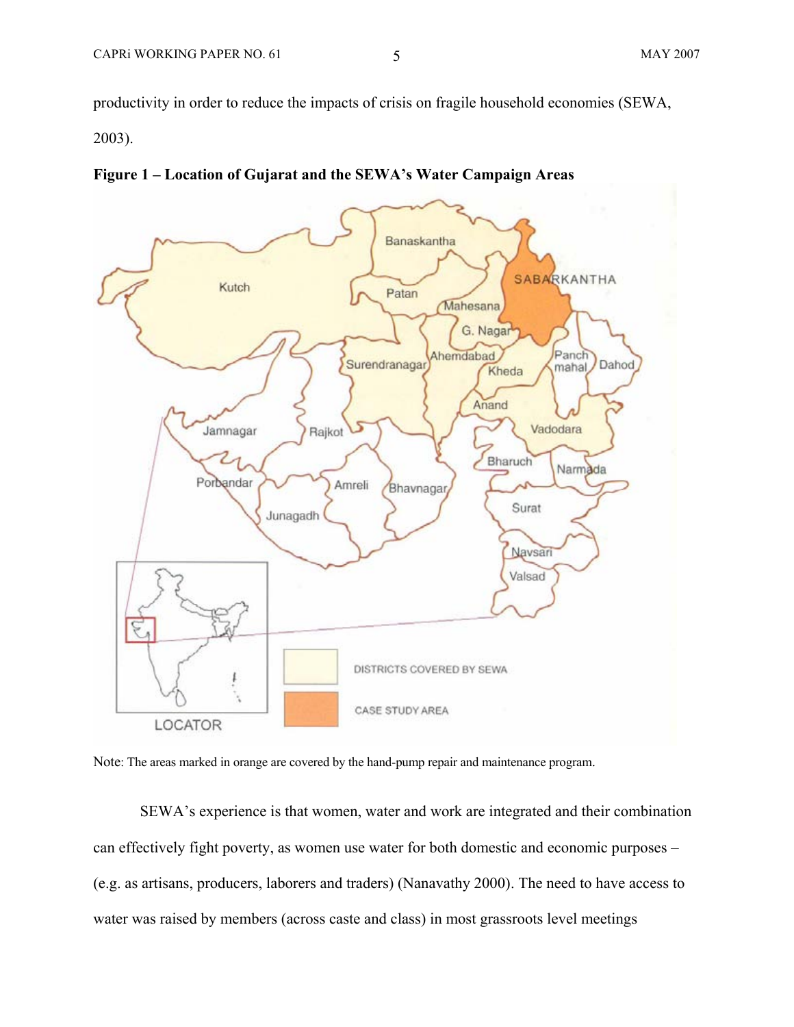productivity in order to reduce the impacts of crisis on fragile household economies (SEWA, 2003).

**Figure 1 – Location of Gujarat and the SEWA's Water Campaign Areas**

Note: The areas marked in orange are covered by the hand-pump repair and maintenance program.

SEWA's experience is that women, water and work are integrated and their combination can effectively fight poverty, as women use water for both domestic and economic purposes – (e.g. as artisans, producers, laborers and traders) (Nanavathy 2000). The need to have access to water was raised by members (across caste and class) in most grassroots level meetings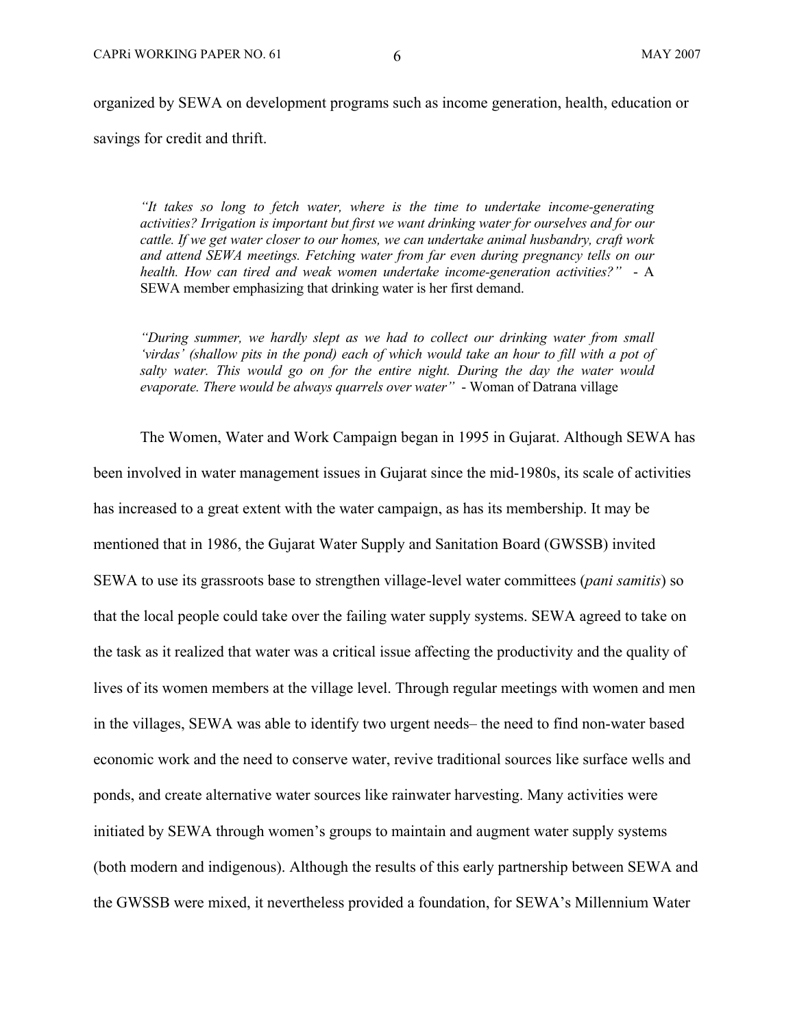organized by SEWA on development programs such as income generation, health, education or savings for credit and thrift.

> *"It takes so long to fetch water, where is the time to undertake income-generating activities? Irrigation is important but first we want drinking water for ourselves and for our cattle. If we get water closer to our homes, we can undertake animal husbandry, craft work and attend SEWA meetings. Fetching water from far even during pregnancy tells on our health. How can tired and weak women undertake income-generation activities?"* - A SEWA member emphasizing that drinking water is her first demand.

> *"During summer, we hardly slept as we had to collect our drinking water from small 'virdas' (shallow pits in the pond) each of which would take an hour to fill with a pot of salty water. This would go on for the entire night. During the day the water would evaporate. There would be always quarrels over water"* - Woman of Datrana village

The Women, Water and Work Campaign began in 1995 in Gujarat. Although SEWA has been involved in water management issues in Gujarat since the mid-1980s, its scale of activities has increased to a great extent with the water campaign, as has its membership. It may be mentioned that in 1986, the Gujarat Water Supply and Sanitation Board (GWSSB) invited SEWA to use its grassroots base to strengthen village-level water committees (*pani samitis*) so that the local people could take over the failing water supply systems. SEWA agreed to take on the task as it realized that water was a critical issue affecting the productivity and the quality of lives of its women members at the village level. Through regular meetings with women and men in the villages, SEWA was able to identify two urgent needs– the need to find non-water based economic work and the need to conserve water, revive traditional sources like surface wells and ponds, and create alternative water sources like rainwater harvesting. Many activities were initiated by SEWA through women's groups to maintain and augment water supply systems (both modern and indigenous). Although the results of this early partnership between SEWA and the GWSSB were mixed, it nevertheless provided a foundation, for SEWA's Millennium Water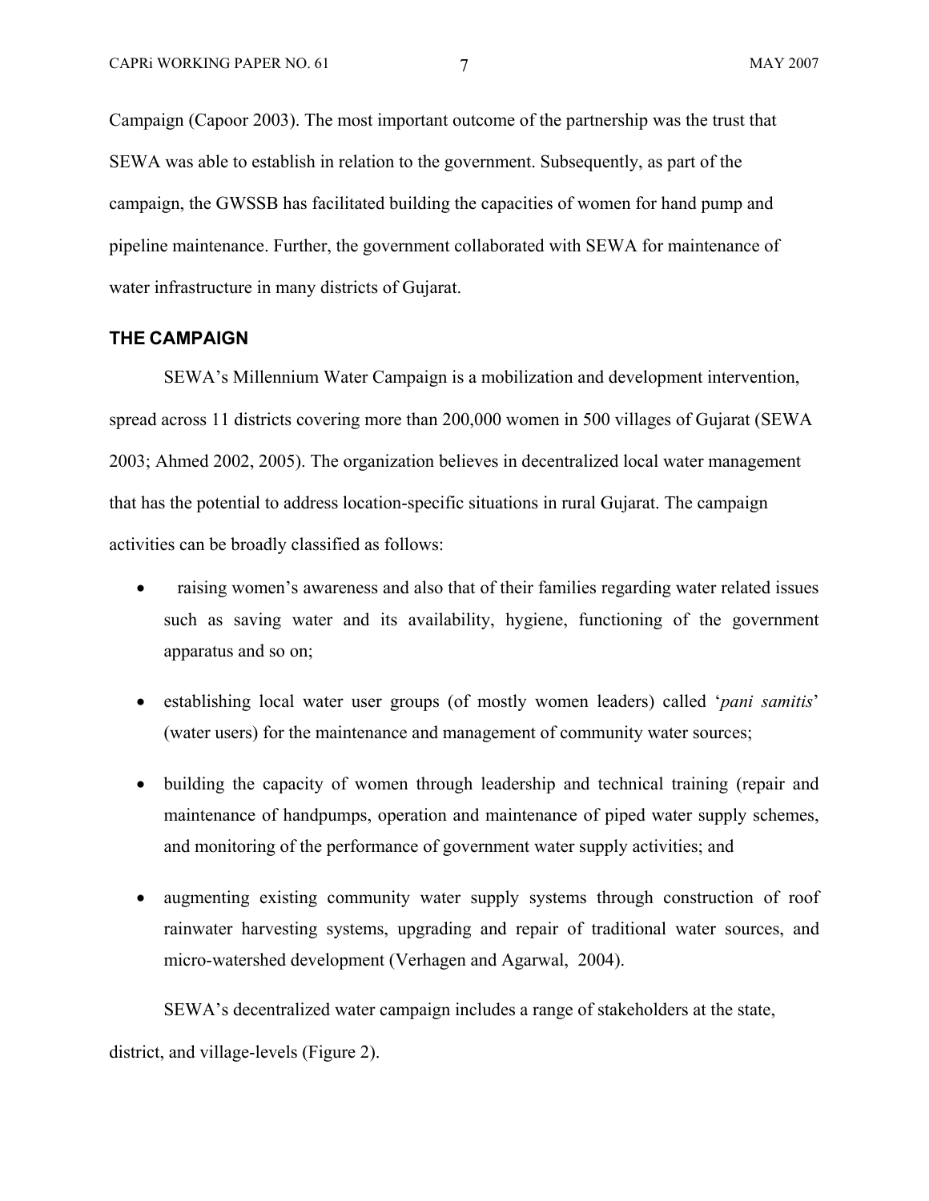Campaign (Capoor 2003). The most important outcome of the partnership was the trust that SEWA was able to establish in relation to the government. Subsequently, as part of the campaign, the GWSSB has facilitated building the capacities of women for hand pump and pipeline maintenance. Further, the government collaborated with SEWA for maintenance of water infrastructure in many districts of Gujarat.

## THE CAMPAIGN

SEWA's Millennium Water Campaign is a mobilization and development intervention, spread across 11 districts covering more than 200,000 women in 500 villages of Gujarat (SEWA 2003; Ahmed 2002, 2005). The organization believes in decentralized local water management that has the potential to address location-specific situations in rural Gujarat. The campaign activities can be broadly classified as follows:

- raising women's awareness and also that of their families regarding water related issues such as saving water and its availability, hygiene, functioning of the government apparatus and so on;
- establishing local water user groups (of mostly women leaders) called '*pani samitis*' (water users) for the maintenance and management of community water sources;
- building the capacity of women through leadership and technical training (repair and maintenance of handpumps, operation and maintenance of piped water supply schemes, and monitoring of the performance of government water supply activities; and
- augmenting existing community water supply systems through construction of roof rainwater harvesting systems, upgrading and repair of traditional water sources, and micro-watershed development (Verhagen and Agarwal, 2004).

SEWA's decentralized water campaign includes a range of stakeholders at the state, district, and village-levels (Figure 2).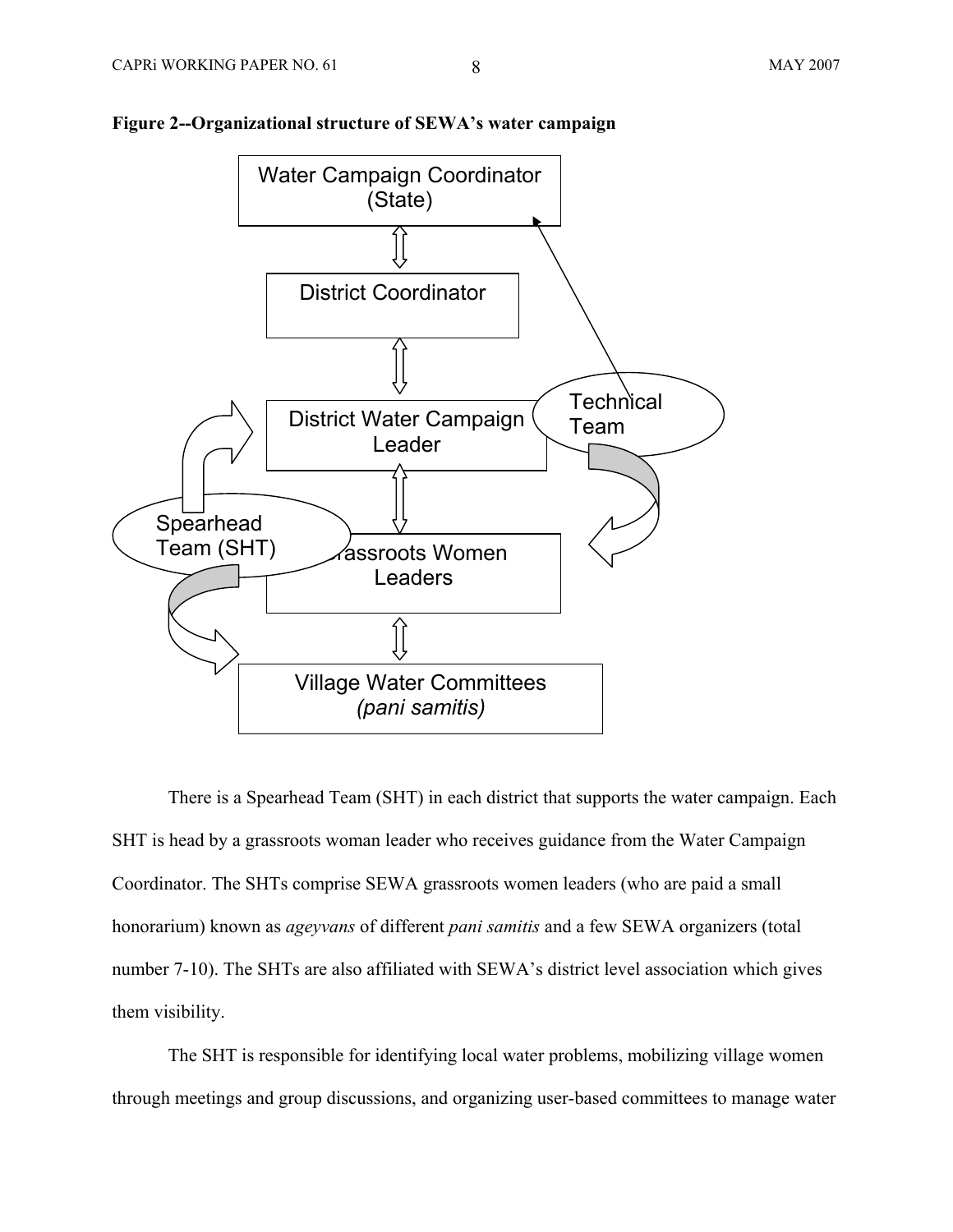**Figure 2--Organizational structure of SEWA's water campaign**

Water Campaign Coordinator (State)

District Coordinator

District Water Campaign Leader

Grassroots Women Leaders

Village Water Committees *(pani samitis)*

Spearhead Team (SHT)

Technical Team

There is a Spearhead Team (SHT) in each district that supports the water campaign. Each SHT is head by a grassroots woman leader who receives guidance from the Water Campaign Coordinator. The SHTs comprise SEWA grassroots women leaders (who are paid a small honorarium) known as *ageyvans* of different *pani samitis* and a few SEWA organizers (total number 7-10). The SHTs are also affiliated with SEWA's district level association which gives them visibility.

The SHT is responsible for identifying local water problems, mobilizing village women through meetings and group discussions, and organizing user-based committees to manage water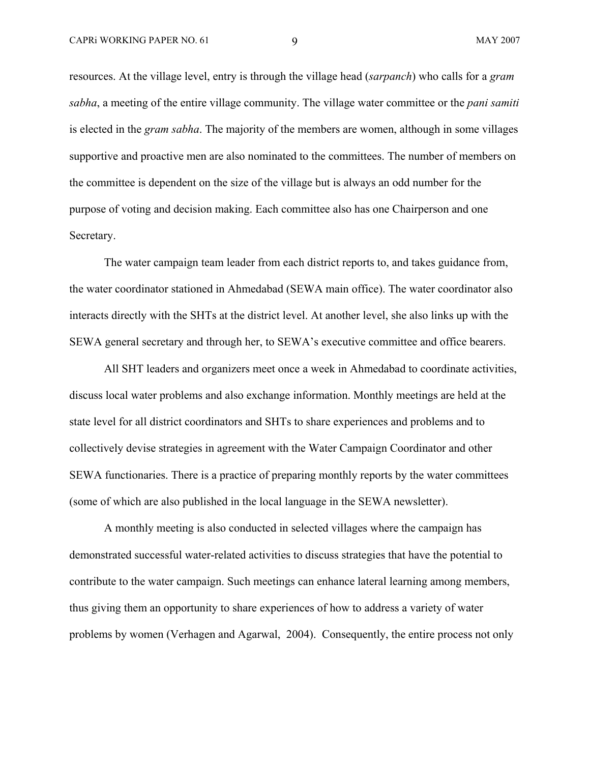resources. At the village level, entry is through the village head (*sarpanch*) who calls for a *gram sabha*, a meeting of the entire village community. The village water committee or the *pani samiti* is elected in the *gram sabha*. The majority of the members are women, although in some villages supportive and proactive men are also nominated to the committees. The number of members on the committee is dependent on the size of the village but is always an odd number for the purpose of voting and decision making. Each committee also has one Chairperson and one Secretary.

The water campaign team leader from each district reports to, and takes guidance from, the water coordinator stationed in Ahmedabad (SEWA main office). The water coordinator also interacts directly with the SHTs at the district level. At another level, she also links up with the SEWA general secretary and through her, to SEWA's executive committee and office bearers.

All SHT leaders and organizers meet once a week in Ahmedabad to coordinate activities, discuss local water problems and also exchange information. Monthly meetings are held at the state level for all district coordinators and SHTs to share experiences and problems and to collectively devise strategies in agreement with the Water Campaign Coordinator and other SEWA functionaries. There is a practice of preparing monthly reports by the water committees (some of which are also published in the local language in the SEWA newsletter).

A monthly meeting is also conducted in selected villages where the campaign has demonstrated successful water-related activities to discuss strategies that have the potential to contribute to the water campaign. Such meetings can enhance lateral learning among members, thus giving them an opportunity to share experiences of how to address a variety of water problems by women (Verhagen and Agarwal, 2004). Consequently, the entire process not only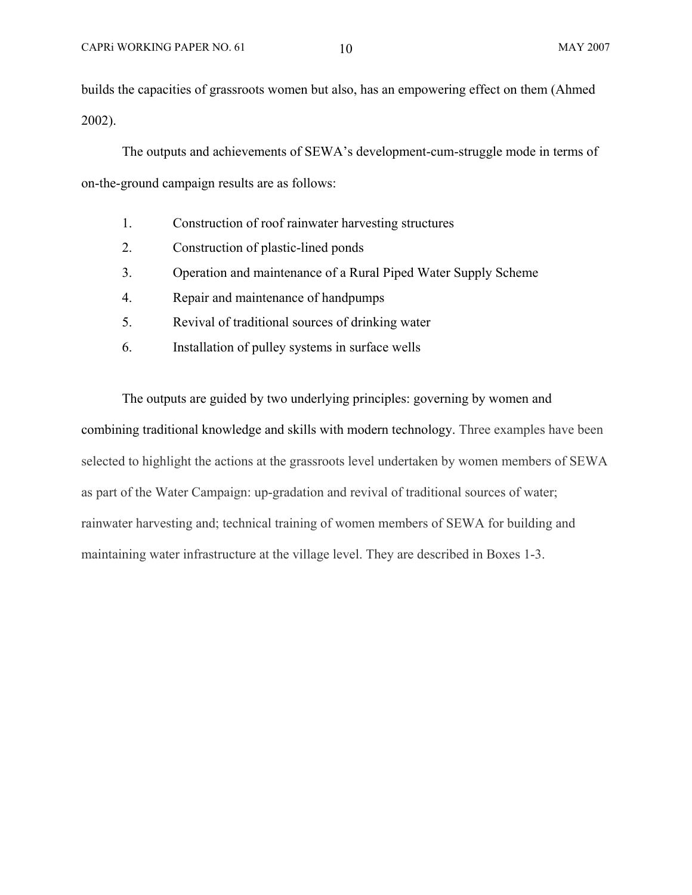builds the capacities of grassroots women but also, has an empowering effect on them (Ahmed 2002).

The outputs and achievements of SEWA's development-cum-struggle mode in terms of on-the-ground campaign results are as follows:

1. Construction of roof rainwater harvesting structures
2. Construction of plastic-lined ponds
3. Operation and maintenance of a Rural Piped Water Supply Scheme
4. Repair and maintenance of handpumps
5. Revival of traditional sources of drinking water
6. Installation of pulley systems in surface wells

The outputs are guided by two underlying principles: governing by women and combining traditional knowledge and skills with modern technology. Three examples have been selected to highlight the actions at the grassroots level undertaken by women members of SEWA as part of the Water Campaign: up-gradation and revival of traditional sources of water; rainwater harvesting and; technical training of women members of SEWA for building and maintaining water infrastructure at the village level. They are described in Boxes 1-3.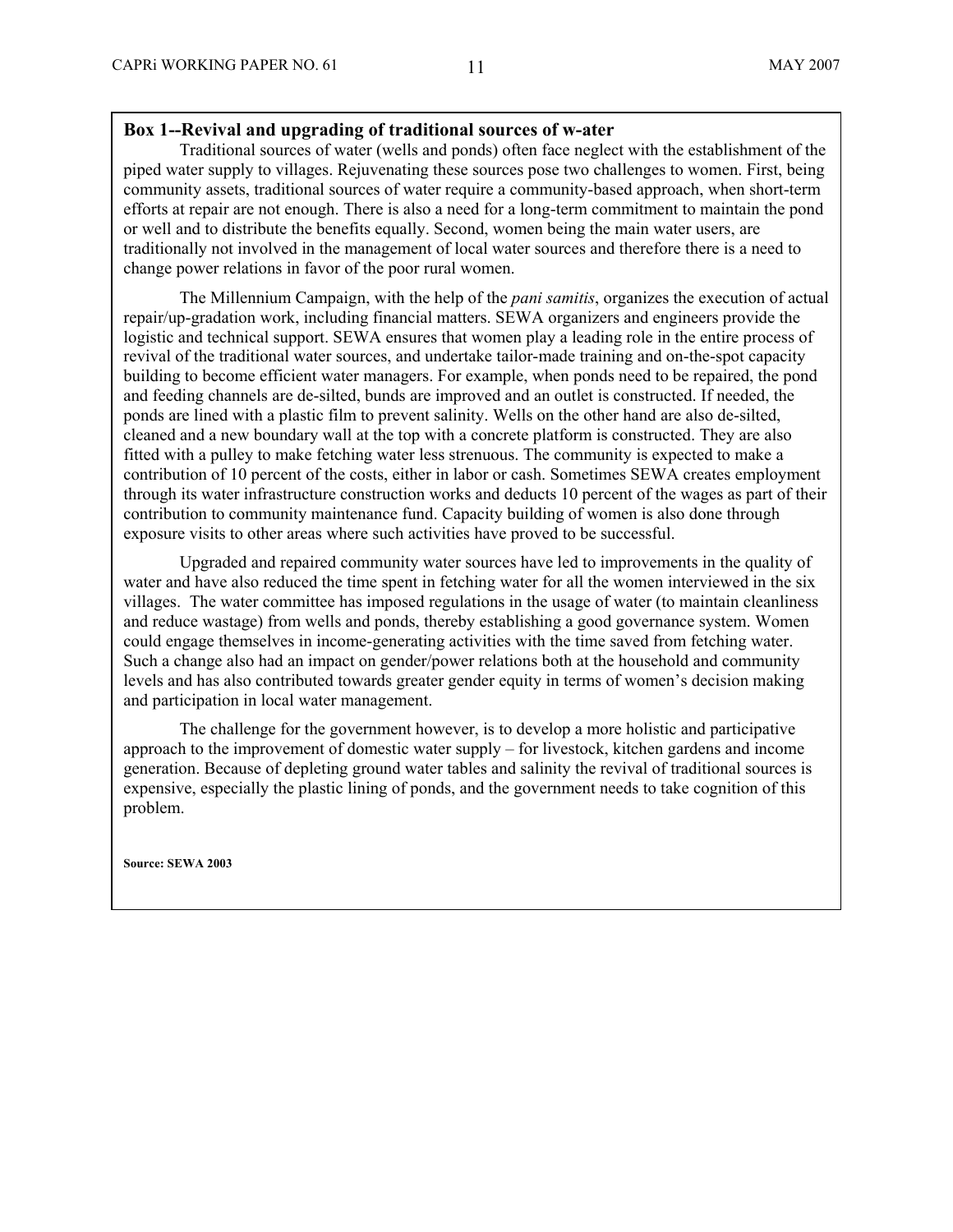**Box 1--Revival and upgrading of traditional sources of w-ater**

Traditional sources of water (wells and ponds) often face neglect with the establishment of the piped water supply to villages. Rejuvenating these sources pose two challenges to women. First, being community assets, traditional sources of water require a community-based approach, when short-term efforts at repair are not enough. There is also a need for a long-term commitment to maintain the pond or well and to distribute the benefits equally. Second, women being the main water users, are traditionally not involved in the management of local water sources and therefore there is a need to change power relations in favor of the poor rural women.

The Millennium Campaign, with the help of the *pani samitis*, organizes the execution of actual repair/up-gradation work, including financial matters. SEWA organizers and engineers provide the logistic and technical support. SEWA ensures that women play a leading role in the entire process of revival of the traditional water sources, and undertake tailor-made training and on-the-spot capacity building to become efficient water managers. For example, when ponds need to be repaired, the pond and feeding channels are de-silted, bunds are improved and an outlet is constructed. If needed, the ponds are lined with a plastic film to prevent salinity. Wells on the other hand are also de-silted, cleaned and a new boundary wall at the top with a concrete platform is constructed. They are also fitted with a pulley to make fetching water less strenuous. The community is expected to make a contribution of 10 percent of the costs, either in labor or cash. Sometimes SEWA creates employment through its water infrastructure construction works and deducts 10 percent of the wages as part of their contribution to community maintenance fund. Capacity building of women is also done through exposure visits to other areas where such activities have proved to be successful.

Upgraded and repaired community water sources have led to improvements in the quality of water and have also reduced the time spent in fetching water for all the women interviewed in the six villages. The water committee has imposed regulations in the usage of water (to maintain cleanliness and reduce wastage) from wells and ponds, thereby establishing a good governance system. Women could engage themselves in income-generating activities with the time saved from fetching water. Such a change also had an impact on gender/power relations both at the household and community levels and has also contributed towards greater gender equity in terms of women's decision making and participation in local water management.

The challenge for the government however, is to develop a more holistic and participative approach to the improvement of domestic water supply – for livestock, kitchen gardens and income generation. Because of depleting ground water tables and salinity the revival of traditional sources is expensive, especially the plastic lining of ponds, and the government needs to take cognition of this problem.

**Source: SEWA 2003**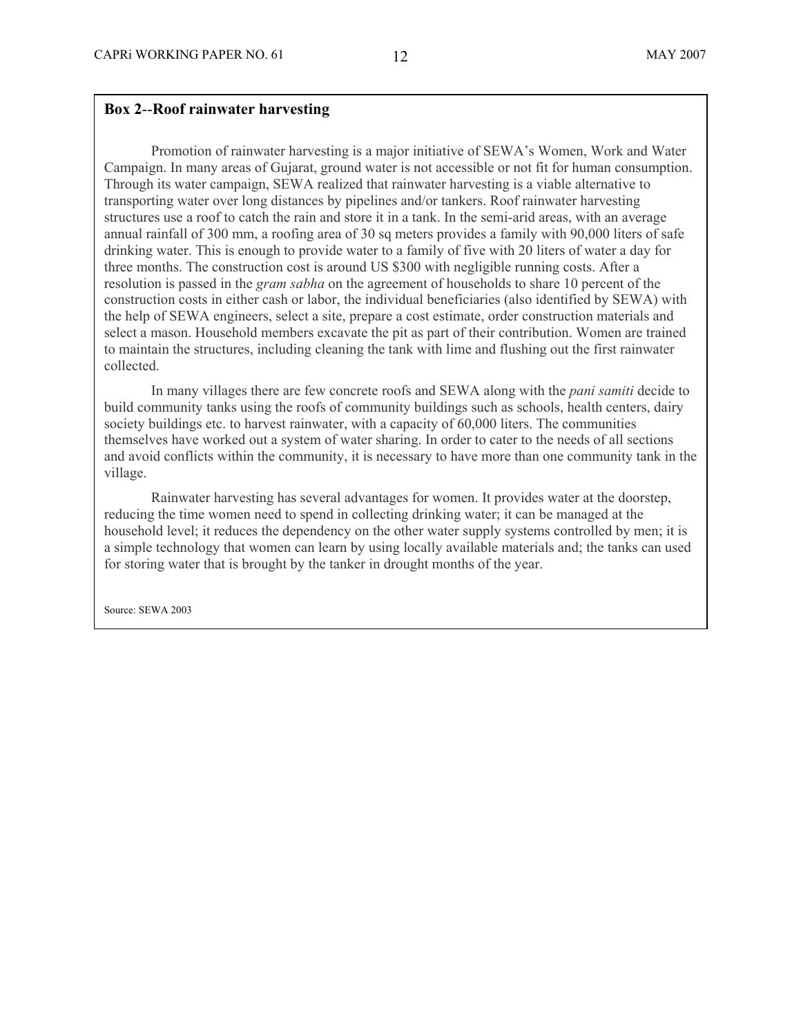### Box 2--Roof rainwater harvesting

Promotion of rainwater harvesting is a major initiative of SEWA's Women, Work and Water Campaign. In many areas of Gujarat, ground water is not accessible or not fit for human consumption. Through its water campaign, SEWA realized that rainwater harvesting is a viable alternative to transporting water over long distances by pipelines and/or tankers. Roof rainwater harvesting structures use a roof to catch the rain and store it in a tank. In the semi-arid areas, with an average annual rainfall of 300 mm, a roofing area of 30 sq meters provides a family with 90,000 liters of safe drinking water. This is enough to provide water to a family of five with 20 liters of water a day for three months. The construction cost is around US $300 with negligible running costs. After a resolution is passed in the *gram sabha* on the agreement of households to share 10 percent of the construction costs in either cash or labor, the individual beneficiaries (also identified by SEWA) with the help of SEWA engineers, select a site, prepare a cost estimate, order construction materials and select a mason. Household members excavate the pit as part of their contribution. Women are trained to maintain the structures, including cleaning the tank with lime and flushing out the first rainwater collected.

In many villages there are few concrete roofs and SEWA along with the *pani samiti* decide to build community tanks using the roofs of community buildings such as schools, health centers, dairy society buildings etc. to harvest rainwater, with a capacity of 60,000 liters. The communities themselves have worked out a system of water sharing. In order to cater to the needs of all sections and avoid conflicts within the community, it is necessary to have more than one community tank in the village.

Rainwater harvesting has several advantages for women. It provides water at the doorstep, reducing the time women need to spend in collecting drinking water; it can be managed at the household level; it reduces the dependency on the other water supply systems controlled by men; it is a simple technology that women can learn by using locally available materials and; the tanks can used for storing water that is brought by the tanker in drought months of the year.

Source: SEWA 2003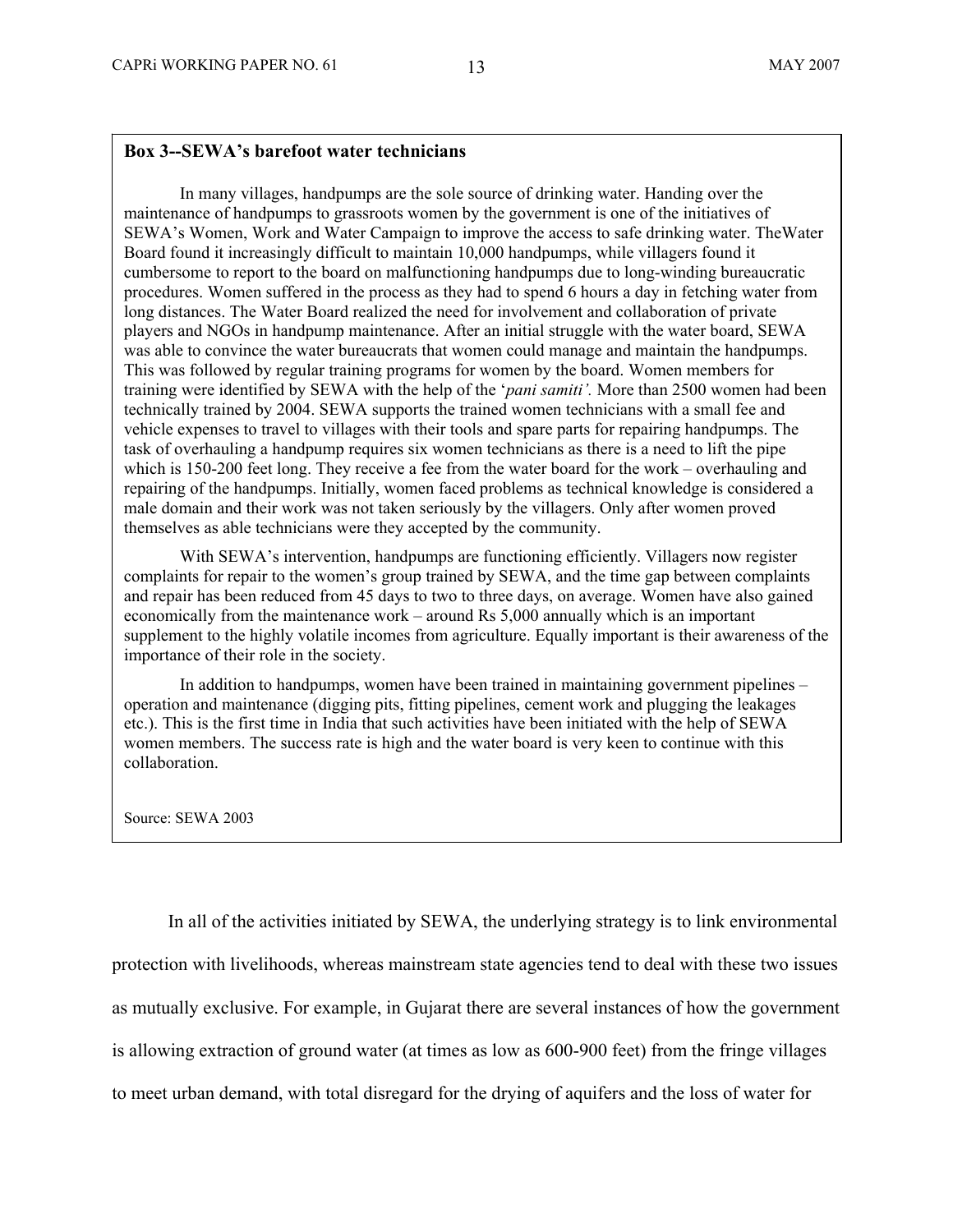**Box 3--SEWA's barefoot water technicians**

In many villages, handpumps are the sole source of drinking water. Handing over the maintenance of handpumps to grassroots women by the government is one of the initiatives of SEWA's Women, Work and Water Campaign to improve the access to safe drinking water. TheWater Board found it increasingly difficult to maintain 10,000 handpumps, while villagers found it cumbersome to report to the board on malfunctioning handpumps due to long-winding bureaucratic procedures. Women suffered in the process as they had to spend 6 hours a day in fetching water from long distances. The Water Board realized the need for involvement and collaboration of private players and NGOs in handpump maintenance. After an initial struggle with the water board, SEWA was able to convince the water bureaucrats that women could manage and maintain the handpumps. This was followed by regular training programs for women by the board. Women members for training were identified by SEWA with the help of the '*pani samiti'.* More than 2500 women had been technically trained by 2004. SEWA supports the trained women technicians with a small fee and vehicle expenses to travel to villages with their tools and spare parts for repairing handpumps. The task of overhauling a handpump requires six women technicians as there is a need to lift the pipe which is 150-200 feet long. They receive a fee from the water board for the work – overhauling and repairing of the handpumps. Initially, women faced problems as technical knowledge is considered a male domain and their work was not taken seriously by the villagers. Only after women proved themselves as able technicians were they accepted by the community.

With SEWA's intervention, handpumps are functioning efficiently. Villagers now register complaints for repair to the women's group trained by SEWA, and the time gap between complaints and repair has been reduced from 45 days to two to three days, on average. Women have also gained economically from the maintenance work – around Rs 5,000 annually which is an important supplement to the highly volatile incomes from agriculture. Equally important is their awareness of the importance of their role in the society.

In addition to handpumps, women have been trained in maintaining government pipelines – operation and maintenance (digging pits, fitting pipelines, cement work and plugging the leakages etc.). This is the first time in India that such activities have been initiated with the help of SEWA women members. The success rate is high and the water board is very keen to continue with this collaboration.

Source: SEWA 2003

In all of the activities initiated by SEWA, the underlying strategy is to link environmental protection with livelihoods, whereas mainstream state agencies tend to deal with these two issues as mutually exclusive. For example, in Gujarat there are several instances of how the government is allowing extraction of ground water (at times as low as 600-900 feet) from the fringe villages to meet urban demand, with total disregard for the drying of aquifers and the loss of water for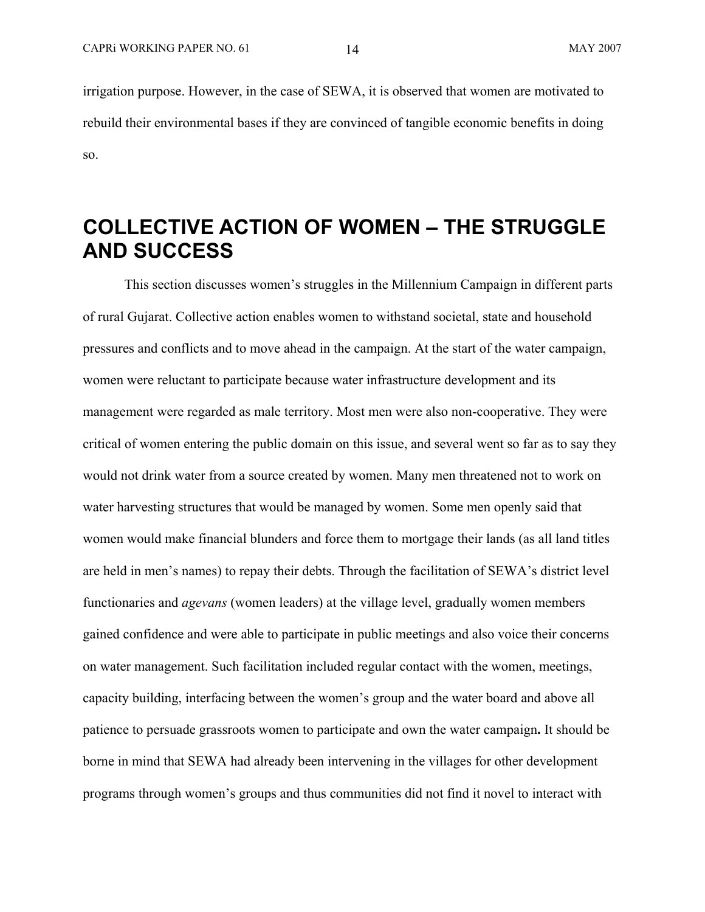irrigation purpose. However, in the case of SEWA, it is observed that women are motivated to rebuild their environmental bases if they are convinced of tangible economic benefits in doing so.

# COLLECTIVE ACTION OF WOMEN – THE STRUGGLE AND SUCCESS

This section discusses women's struggles in the Millennium Campaign in different parts of rural Gujarat. Collective action enables women to withstand societal, state and household pressures and conflicts and to move ahead in the campaign. At the start of the water campaign, women were reluctant to participate because water infrastructure development and its management were regarded as male territory. Most men were also non-cooperative. They were critical of women entering the public domain on this issue, and several went so far as to say they would not drink water from a source created by women. Many men threatened not to work on water harvesting structures that would be managed by women. Some men openly said that women would make financial blunders and force them to mortgage their lands (as all land titles are held in men's names) to repay their debts. Through the facilitation of SEWA's district level functionaries and *agevans* (women leaders) at the village level, gradually women members gained confidence and were able to participate in public meetings and also voice their concerns on water management. Such facilitation included regular contact with the women, meetings, capacity building, interfacing between the women's group and the water board and above all patience to persuade grassroots women to participate and own the water campaign**.** It should be borne in mind that SEWA had already been intervening in the villages for other development programs through women's groups and thus communities did not find it novel to interact with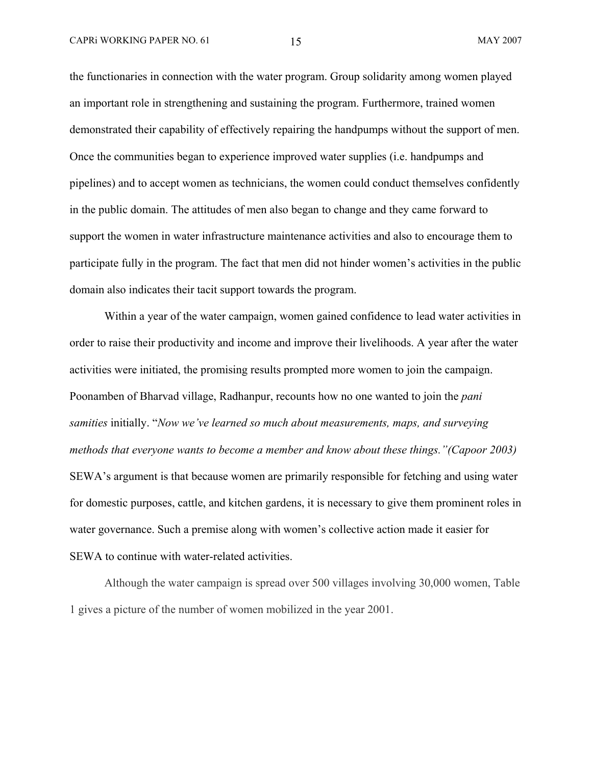the functionaries in connection with the water program. Group solidarity among women played an important role in strengthening and sustaining the program. Furthermore, trained women demonstrated their capability of effectively repairing the handpumps without the support of men. Once the communities began to experience improved water supplies (i.e. handpumps and pipelines) and to accept women as technicians, the women could conduct themselves confidently in the public domain. The attitudes of men also began to change and they came forward to support the women in water infrastructure maintenance activities and also to encourage them to participate fully in the program. The fact that men did not hinder women's activities in the public domain also indicates their tacit support towards the program.

Within a year of the water campaign, women gained confidence to lead water activities in order to raise their productivity and income and improve their livelihoods. A year after the water activities were initiated, the promising results prompted more women to join the campaign. Poonamben of Bharvad village, Radhanpur, recounts how no one wanted to join the *pani samities* initially. "*Now we've learned so much about measurements, maps, and surveying methods that everyone wants to become a member and know about these things."(Capoor 2003)* SEWA's argument is that because women are primarily responsible for fetching and using water for domestic purposes, cattle, and kitchen gardens, it is necessary to give them prominent roles in water governance. Such a premise along with women's collective action made it easier for SEWA to continue with water-related activities.

Although the water campaign is spread over 500 villages involving 30,000 women, Table 1 gives a picture of the number of women mobilized in the year 2001.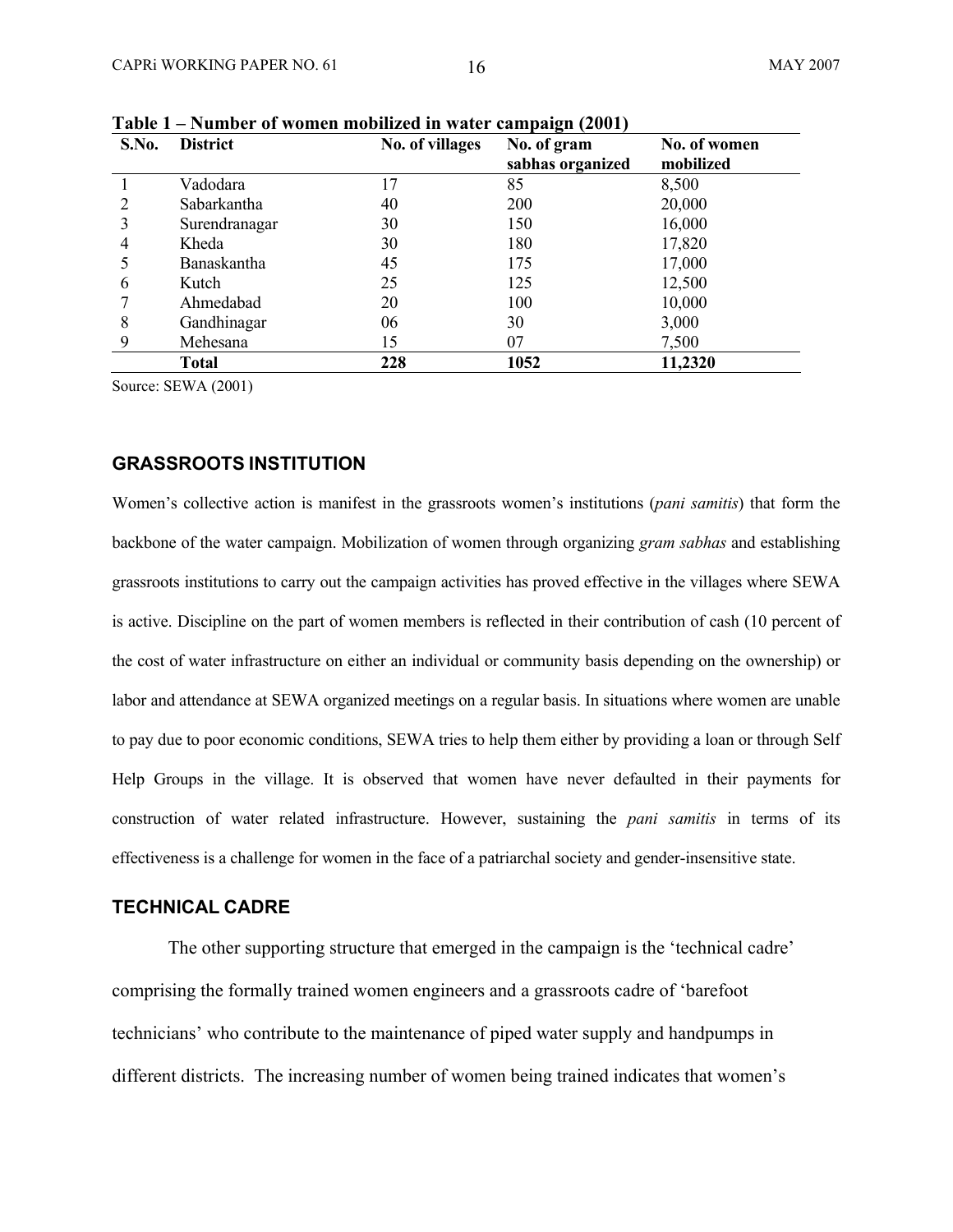**Table 1 – Number of women mobilized in water campaign (2001)**

| S.No. | District | No. of villages | No. of gram sabhas organized | No. of women mobilized |
|---|---|---|---|---|
| 1 | Vadodara | 17 | 85 | 8,500 |
| 2 | Sabarkantha | 40 | 200 | 20,000 |
| 3 | Surendranagar | 30 | 150 | 16,000 |
| 4 | Kheda | 30 | 180 | 17,820 |
| 5 | Banaskantha | 45 | 175 | 17,000 |
| 6 | Kutch | 25 | 125 | 12,500 |
| 7 | Ahmedabad | 20 | 100 | 10,000 |
| 8 | Gandhinagar | 06 | 30 | 3,000 |
| 9 | Mehesana | 15 | 07 | 7,500 |
| | **Total** | **228** | **1052** | **11,2320** |

Source: SEWA (2001)

## GRASSROOTS INSTITUTION

Women's collective action is manifest in the grassroots women's institutions (*pani samitis*) that form the backbone of the water campaign. Mobilization of women through organizing *gram sabhas* and establishing grassroots institutions to carry out the campaign activities has proved effective in the villages where SEWA is active. Discipline on the part of women members is reflected in their contribution of cash (10 percent of the cost of water infrastructure on either an individual or community basis depending on the ownership) or labor and attendance at SEWA organized meetings on a regular basis. In situations where women are unable to pay due to poor economic conditions, SEWA tries to help them either by providing a loan or through Self Help Groups in the village. It is observed that women have never defaulted in their payments for construction of water related infrastructure. However, sustaining the *pani samitis* in terms of its effectiveness is a challenge for women in the face of a patriarchal society and gender-insensitive state.

## TECHNICAL CADRE

The other supporting structure that emerged in the campaign is the 'technical cadre' comprising the formally trained women engineers and a grassroots cadre of 'barefoot technicians' who contribute to the maintenance of piped water supply and handpumps in different districts. The increasing number of women being trained indicates that women's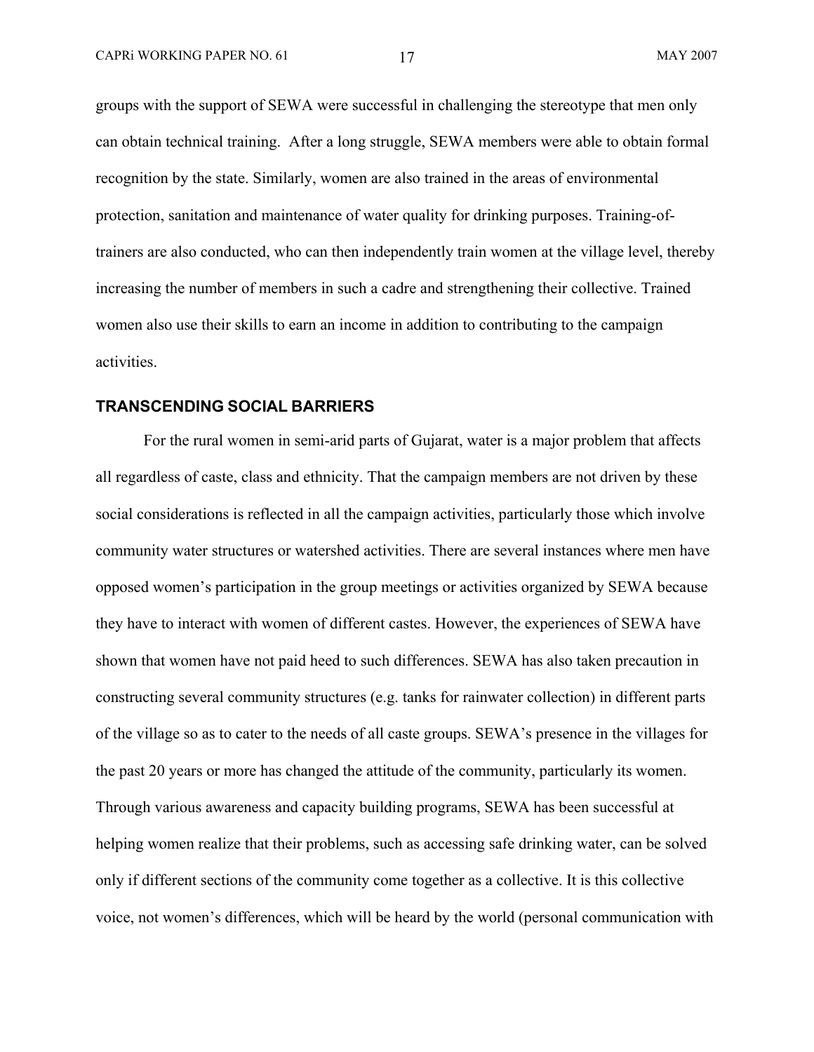groups with the support of SEWA were successful in challenging the stereotype that men only can obtain technical training. After a long struggle, SEWA members were able to obtain formal recognition by the state. Similarly, women are also trained in the areas of environmental protection, sanitation and maintenance of water quality for drinking purposes. Training-of-trainers are also conducted, who can then independently train women at the village level, thereby increasing the number of members in such a cadre and strengthening their collective. Trained women also use their skills to earn an income in addition to contributing to the campaign activities.

## TRANSCENDING SOCIAL BARRIERS

For the rural women in semi-arid parts of Gujarat, water is a major problem that affects all regardless of caste, class and ethnicity. That the campaign members are not driven by these social considerations is reflected in all the campaign activities, particularly those which involve community water structures or watershed activities. There are several instances where men have opposed women's participation in the group meetings or activities organized by SEWA because they have to interact with women of different castes. However, the experiences of SEWA have shown that women have not paid heed to such differences. SEWA has also taken precaution in constructing several community structures (e.g. tanks for rainwater collection) in different parts of the village so as to cater to the needs of all caste groups. SEWA's presence in the villages for the past 20 years or more has changed the attitude of the community, particularly its women. Through various awareness and capacity building programs, SEWA has been successful at helping women realize that their problems, such as accessing safe drinking water, can be solved only if different sections of the community come together as a collective. It is this collective voice, not women's differences, which will be heard by the world (personal communication with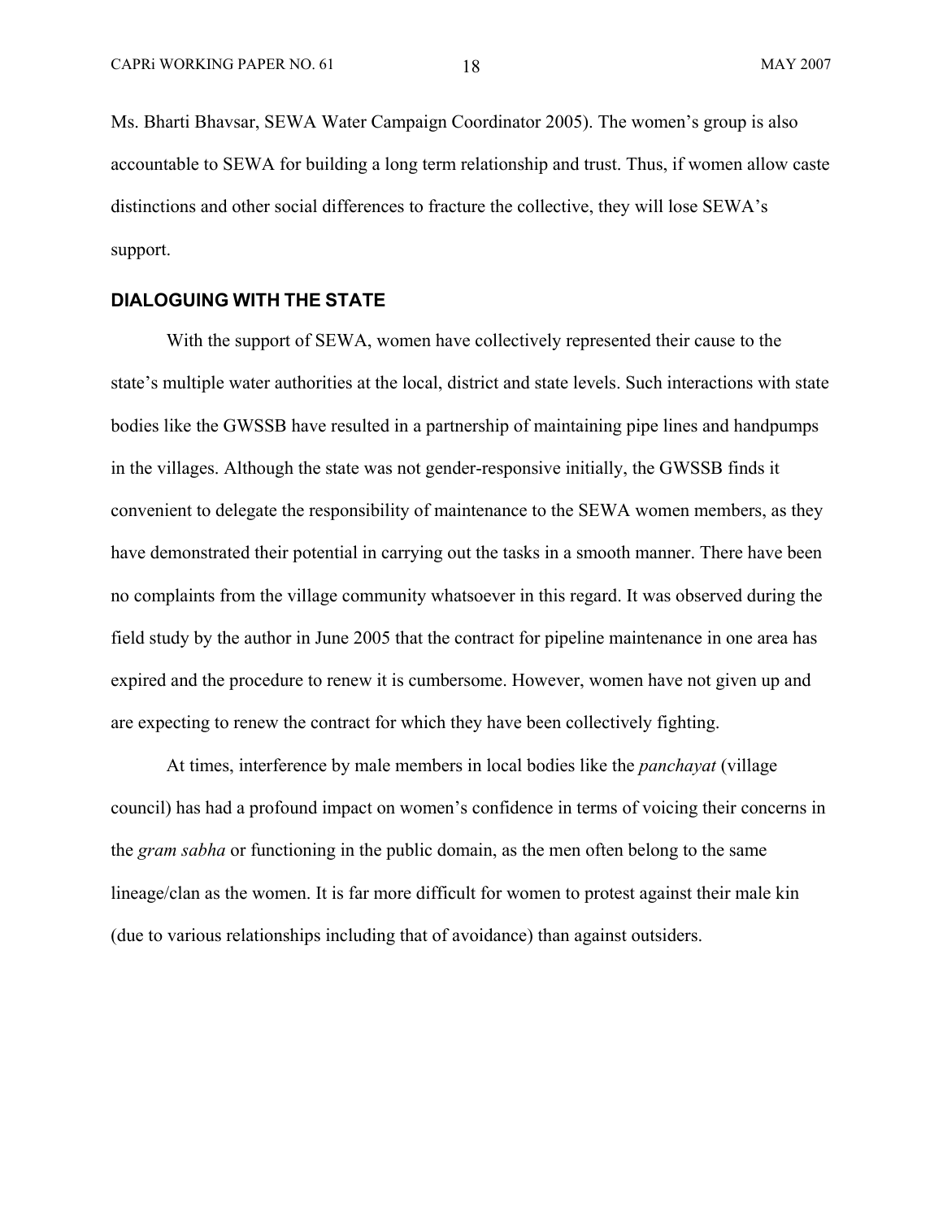Ms. Bharti Bhavsar, SEWA Water Campaign Coordinator 2005). The women's group is also accountable to SEWA for building a long term relationship and trust. Thus, if women allow caste distinctions and other social differences to fracture the collective, they will lose SEWA's support.

## DIALOGUING WITH THE STATE

With the support of SEWA, women have collectively represented their cause to the state's multiple water authorities at the local, district and state levels. Such interactions with state bodies like the GWSSB have resulted in a partnership of maintaining pipe lines and handpumps in the villages. Although the state was not gender-responsive initially, the GWSSB finds it convenient to delegate the responsibility of maintenance to the SEWA women members, as they have demonstrated their potential in carrying out the tasks in a smooth manner. There have been no complaints from the village community whatsoever in this regard. It was observed during the field study by the author in June 2005 that the contract for pipeline maintenance in one area has expired and the procedure to renew it is cumbersome. However, women have not given up and are expecting to renew the contract for which they have been collectively fighting.

At times, interference by male members in local bodies like the *panchayat* (village council) has had a profound impact on women's confidence in terms of voicing their concerns in the *gram sabha* or functioning in the public domain, as the men often belong to the same lineage/clan as the women. It is far more difficult for women to protest against their male kin (due to various relationships including that of avoidance) than against outsiders.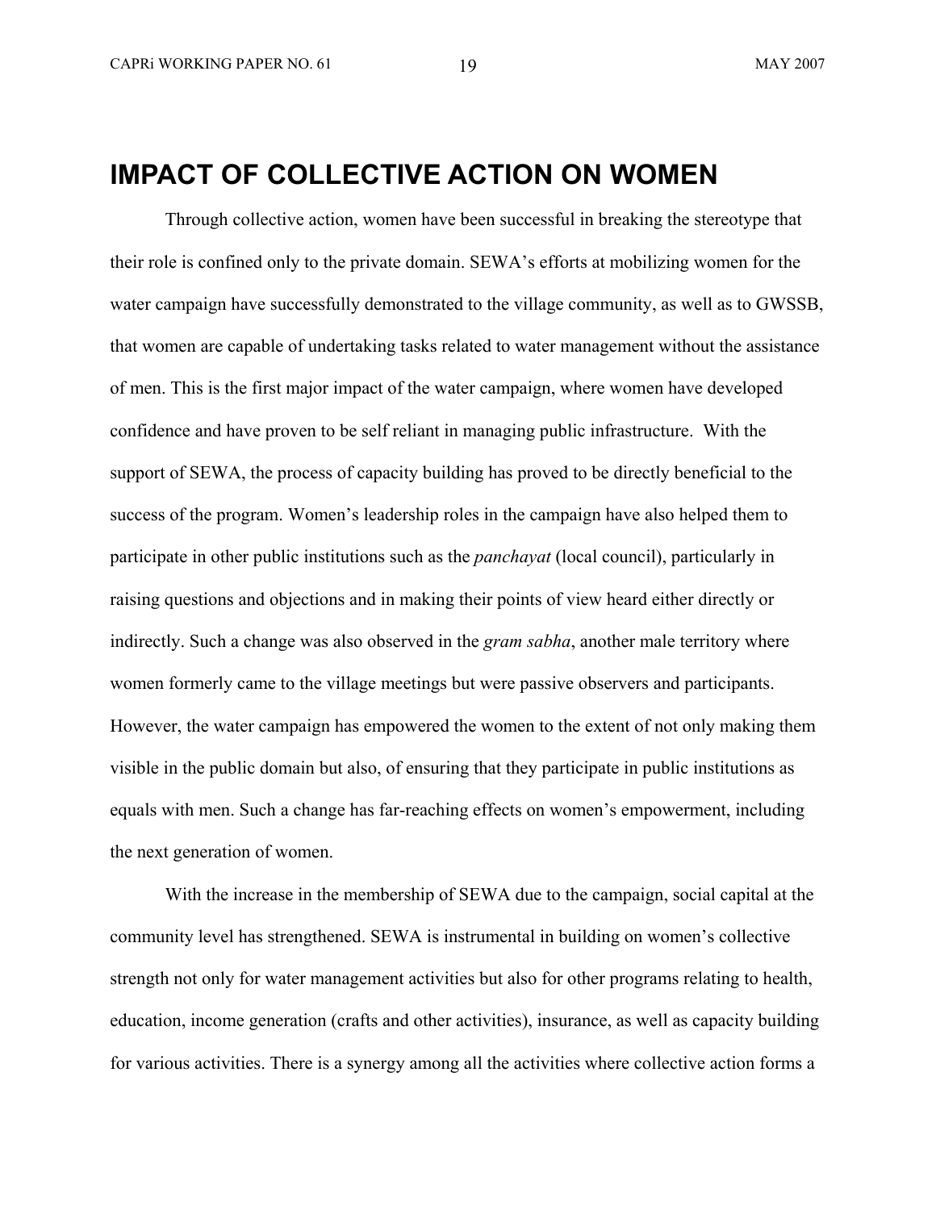# IMPACT OF COLLECTIVE ACTION ON WOMEN

Through collective action, women have been successful in breaking the stereotype that their role is confined only to the private domain. SEWA's efforts at mobilizing women for the water campaign have successfully demonstrated to the village community, as well as to GWSSB, that women are capable of undertaking tasks related to water management without the assistance of men. This is the first major impact of the water campaign, where women have developed confidence and have proven to be self reliant in managing public infrastructure. With the support of SEWA, the process of capacity building has proved to be directly beneficial to the success of the program. Women's leadership roles in the campaign have also helped them to participate in other public institutions such as the *panchayat* (local council), particularly in raising questions and objections and in making their points of view heard either directly or indirectly. Such a change was also observed in the *gram sabha*, another male territory where women formerly came to the village meetings but were passive observers and participants. However, the water campaign has empowered the women to the extent of not only making them visible in the public domain but also, of ensuring that they participate in public institutions as equals with men. Such a change has far-reaching effects on women's empowerment, including the next generation of women.

With the increase in the membership of SEWA due to the campaign, social capital at the community level has strengthened. SEWA is instrumental in building on women's collective strength not only for water management activities but also for other programs relating to health, education, income generation (crafts and other activities), insurance, as well as capacity building for various activities. There is a synergy among all the activities where collective action forms a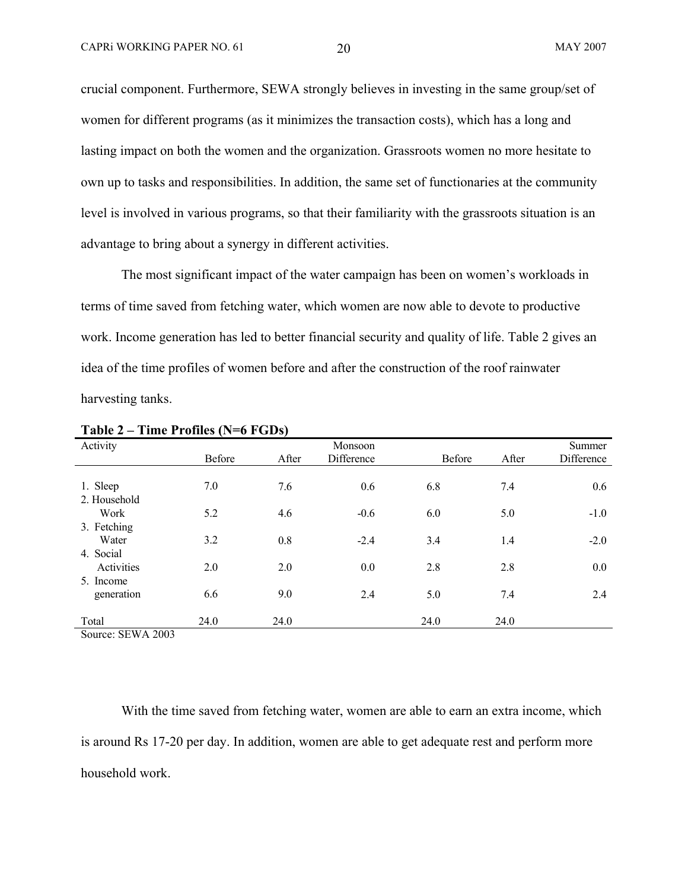crucial component. Furthermore, SEWA strongly believes in investing in the same group/set of women for different programs (as it minimizes the transaction costs), which has a long and lasting impact on both the women and the organization. Grassroots women no more hesitate to own up to tasks and responsibilities. In addition, the same set of functionaries at the community level is involved in various programs, so that their familiarity with the grassroots situation is an advantage to bring about a synergy in different activities.

The most significant impact of the water campaign has been on women's workloads in terms of time saved from fetching water, which women are now able to devote to productive work. Income generation has led to better financial security and quality of life. Table 2 gives an idea of the time profiles of women before and after the construction of the roof rainwater harvesting tanks.

**Table 2 – Time Profiles (N=6 FGDs)**

| Activity | | | Monsoon | | | Summer |
|---|---|---|---|---|---|---|
| | Before | After | Difference | Before | After | Difference |
| 1. Sleep | 7.0 | 7.6 | 0.6 | 6.8 | 7.4 | 0.6 |
| 2. Household Work | 5.2 | 4.6 | -0.6 | 6.0 | 5.0 | -1.0 |
| 3. Fetching Water | 3.2 | 0.8 | -2.4 | 3.4 | 1.4 | -2.0 |
| 4. Social Activities | 2.0 | 2.0 | 0.0 | 2.8 | 2.8 | 0.0 |
| 5. Income generation | 6.6 | 9.0 | 2.4 | 5.0 | 7.4 | 2.4 |
| Total | 24.0 | 24.0 | | 24.0 | 24.0 | |

Source: SEWA 2003

With the time saved from fetching water, women are able to earn an extra income, which is around Rs 17-20 per day. In addition, women are able to get adequate rest and perform more household work.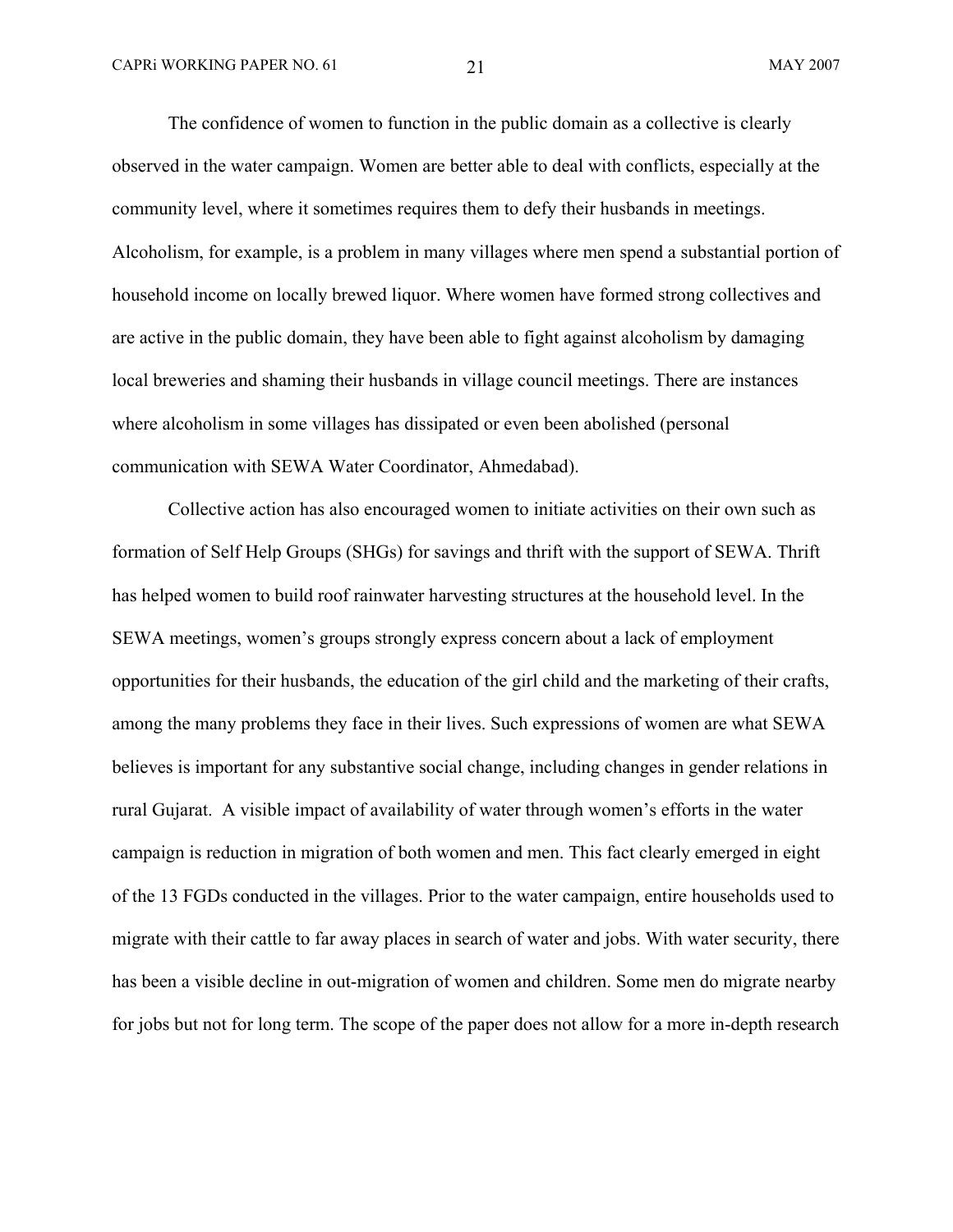The confidence of women to function in the public domain as a collective is clearly observed in the water campaign. Women are better able to deal with conflicts, especially at the community level, where it sometimes requires them to defy their husbands in meetings. Alcoholism, for example, is a problem in many villages where men spend a substantial portion of household income on locally brewed liquor. Where women have formed strong collectives and are active in the public domain, they have been able to fight against alcoholism by damaging local breweries and shaming their husbands in village council meetings. There are instances where alcoholism in some villages has dissipated or even been abolished (personal communication with SEWA Water Coordinator, Ahmedabad).

Collective action has also encouraged women to initiate activities on their own such as formation of Self Help Groups (SHGs) for savings and thrift with the support of SEWA. Thrift has helped women to build roof rainwater harvesting structures at the household level. In the SEWA meetings, women's groups strongly express concern about a lack of employment opportunities for their husbands, the education of the girl child and the marketing of their crafts, among the many problems they face in their lives. Such expressions of women are what SEWA believes is important for any substantive social change, including changes in gender relations in rural Gujarat. A visible impact of availability of water through women's efforts in the water campaign is reduction in migration of both women and men. This fact clearly emerged in eight of the 13 FGDs conducted in the villages. Prior to the water campaign, entire households used to migrate with their cattle to far away places in search of water and jobs. With water security, there has been a visible decline in out-migration of women and children. Some men do migrate nearby for jobs but not for long term. The scope of the paper does not allow for a more in-depth research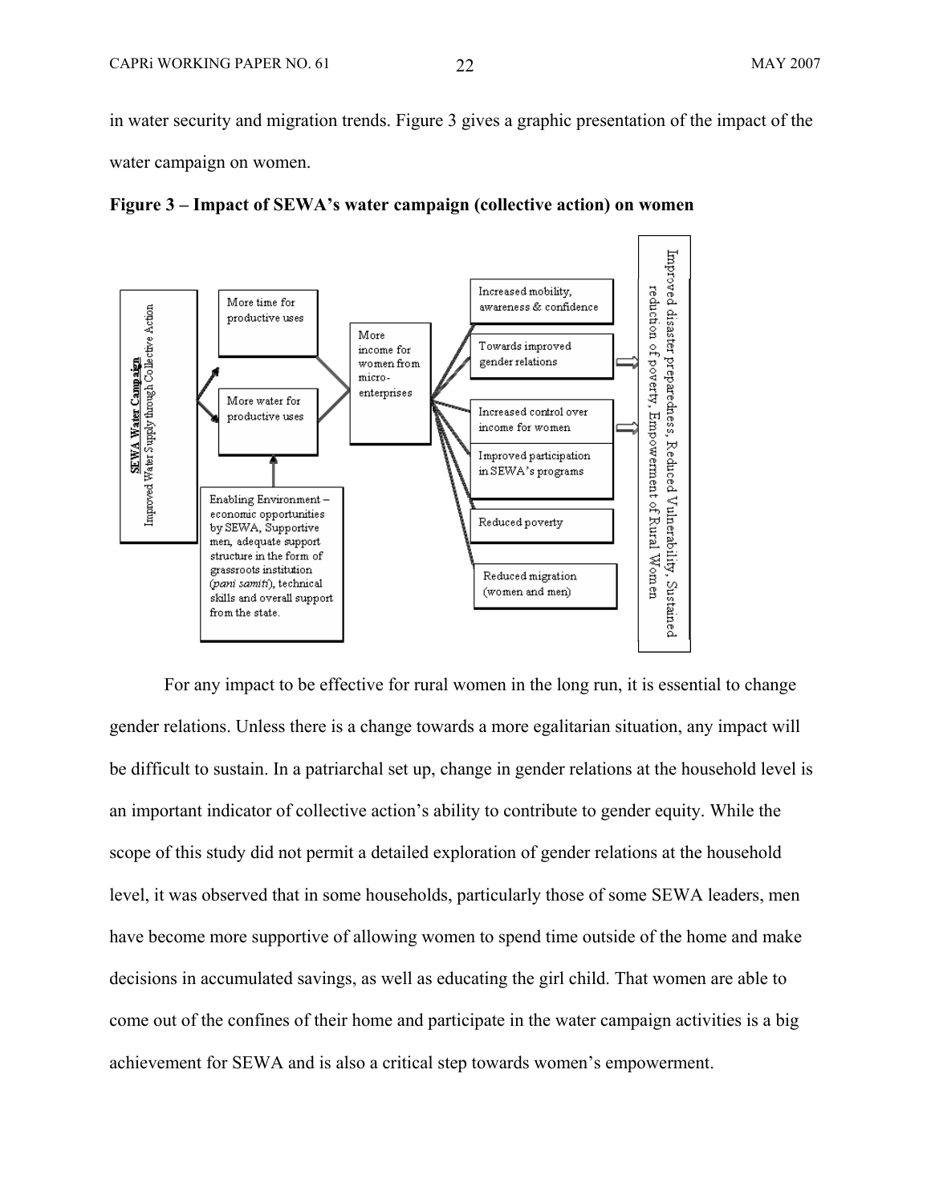in water security and migration trends. Figure 3 gives a graphic presentation of the impact of the water campaign on women.

**Figure 3 – Impact of SEWA's water campaign (collective action) on women**

**SEWA Water Campaign**
Improved Water Supply through Collective Action

- More time for productive uses
- More water for productive uses
- Enabling Environment – economic opportunities by SEWA, Supportive men, adequate support structure in the form of grassroots institution (*pani samiti*), technical skills and overall support from the state.

More income for women from micro-enterprises

- Increased mobility, awareness & confidence
- Towards improved gender relations
- Increased control over income for women
- Improved participation in SEWA's programs
- Reduced poverty
- Reduced migration (women and men)

Improved disaster preparedness, Reduced Vulnerability, Sustained reduction of poverty, Empowerment of Rural Women

For any impact to be effective for rural women in the long run, it is essential to change gender relations. Unless there is a change towards a more egalitarian situation, any impact will be difficult to sustain. In a patriarchal set up, change in gender relations at the household level is an important indicator of collective action's ability to contribute to gender equity. While the scope of this study did not permit a detailed exploration of gender relations at the household level, it was observed that in some households, particularly those of some SEWA leaders, men have become more supportive of allowing women to spend time outside of the home and make decisions in accumulated savings, as well as educating the girl child. That women are able to come out of the confines of their home and participate in the water campaign activities is a big achievement for SEWA and is also a critical step towards women's empowerment.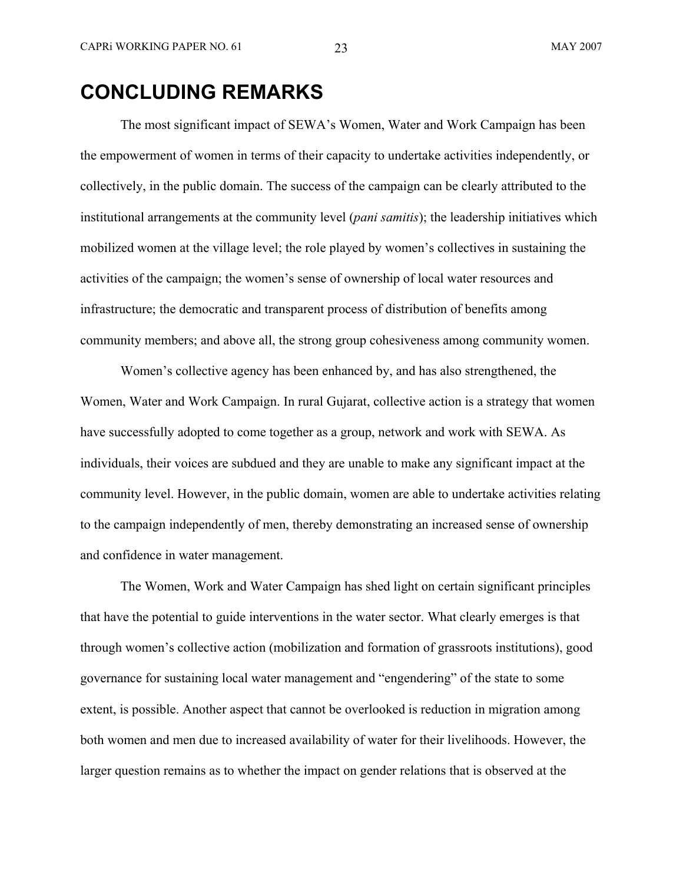# CONCLUDING REMARKS

The most significant impact of SEWA's Women, Water and Work Campaign has been the empowerment of women in terms of their capacity to undertake activities independently, or collectively, in the public domain. The success of the campaign can be clearly attributed to the institutional arrangements at the community level (*pani samitis*); the leadership initiatives which mobilized women at the village level; the role played by women's collectives in sustaining the activities of the campaign; the women's sense of ownership of local water resources and infrastructure; the democratic and transparent process of distribution of benefits among community members; and above all, the strong group cohesiveness among community women.

Women's collective agency has been enhanced by, and has also strengthened, the Women, Water and Work Campaign. In rural Gujarat, collective action is a strategy that women have successfully adopted to come together as a group, network and work with SEWA. As individuals, their voices are subdued and they are unable to make any significant impact at the community level. However, in the public domain, women are able to undertake activities relating to the campaign independently of men, thereby demonstrating an increased sense of ownership and confidence in water management.

The Women, Work and Water Campaign has shed light on certain significant principles that have the potential to guide interventions in the water sector. What clearly emerges is that through women's collective action (mobilization and formation of grassroots institutions), good governance for sustaining local water management and "engendering" of the state to some extent, is possible. Another aspect that cannot be overlooked is reduction in migration among both women and men due to increased availability of water for their livelihoods. However, the larger question remains as to whether the impact on gender relations that is observed at the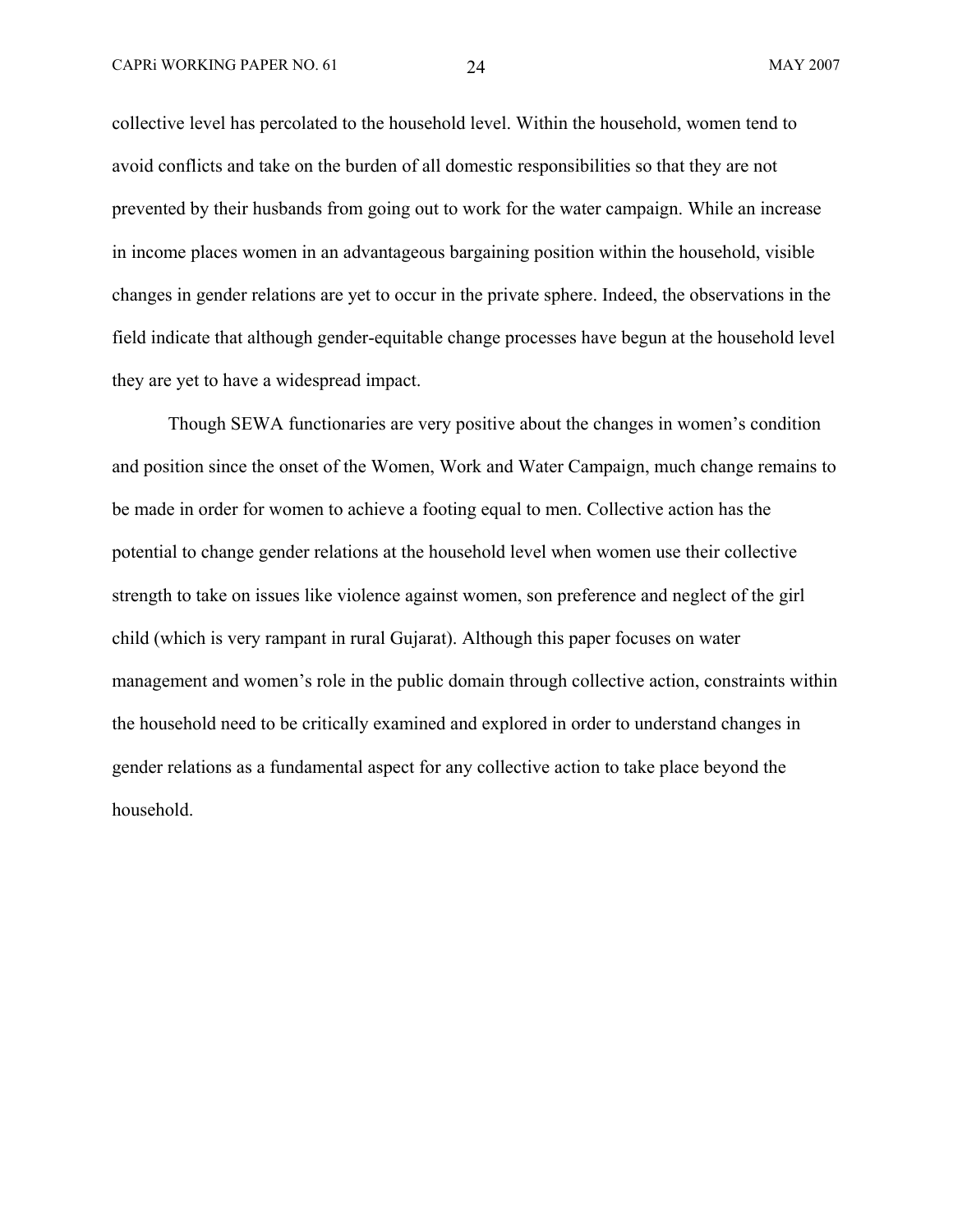collective level has percolated to the household level. Within the household, women tend to avoid conflicts and take on the burden of all domestic responsibilities so that they are not prevented by their husbands from going out to work for the water campaign. While an increase in income places women in an advantageous bargaining position within the household, visible changes in gender relations are yet to occur in the private sphere. Indeed, the observations in the field indicate that although gender-equitable change processes have begun at the household level they are yet to have a widespread impact.

Though SEWA functionaries are very positive about the changes in women's condition and position since the onset of the Women, Work and Water Campaign, much change remains to be made in order for women to achieve a footing equal to men. Collective action has the potential to change gender relations at the household level when women use their collective strength to take on issues like violence against women, son preference and neglect of the girl child (which is very rampant in rural Gujarat). Although this paper focuses on water management and women's role in the public domain through collective action, constraints within the household need to be critically examined and explored in order to understand changes in gender relations as a fundamental aspect for any collective action to take place beyond the household.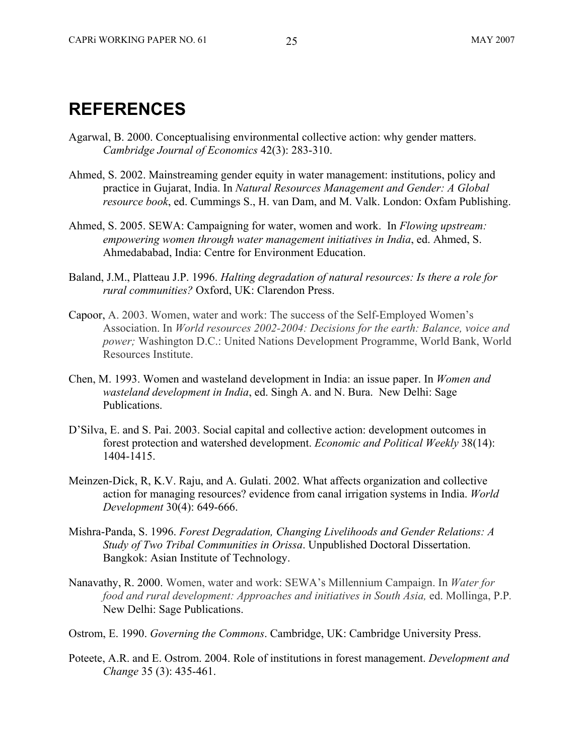# REFERENCES

Agarwal, B. 2000. Conceptualising environmental collective action: why gender matters. *Cambridge Journal of Economics* 42(3): 283-310.

Ahmed, S. 2002. Mainstreaming gender equity in water management: institutions, policy and practice in Gujarat, India. In *Natural Resources Management and Gender: A Global resource book*, ed. Cummings S., H. van Dam, and M. Valk. London: Oxfam Publishing.

Ahmed, S. 2005. SEWA: Campaigning for water, women and work. In *Flowing upstream: empowering women through water management initiatives in India*, ed. Ahmed, S. Ahmedababad, India: Centre for Environment Education.

Baland, J.M., Platteau J.P. 1996. *Halting degradation of natural resources: Is there a role for rural communities?* Oxford, UK: Clarendon Press.

Capoor, A. 2003. Women, water and work: The success of the Self-Employed Women's Association. In *World resources 2002-2004: Decisions for the earth: Balance, voice and power;* Washington D.C.: United Nations Development Programme, World Bank, World Resources Institute.

Chen, M. 1993. Women and wasteland development in India: an issue paper. In *Women and wasteland development in India*, ed. Singh A. and N. Bura. New Delhi: Sage Publications.

D'Silva, E. and S. Pai. 2003. Social capital and collective action: development outcomes in forest protection and watershed development. *Economic and Political Weekly* 38(14): 1404-1415.

Meinzen-Dick, R, K.V. Raju, and A. Gulati. 2002. What affects organization and collective action for managing resources? evidence from canal irrigation systems in India. *World Development* 30(4): 649-666.

Mishra-Panda, S. 1996. *Forest Degradation, Changing Livelihoods and Gender Relations: A Study of Two Tribal Communities in Orissa*. Unpublished Doctoral Dissertation. Bangkok: Asian Institute of Technology.

Nanavathy, R. 2000. Women, water and work: SEWA's Millennium Campaign. In *Water for food and rural development: Approaches and initiatives in South Asia,* ed. Mollinga, P.P. New Delhi: Sage Publications.

Ostrom, E. 1990. *Governing the Commons*. Cambridge, UK: Cambridge University Press.

Poteete, A.R. and E. Ostrom. 2004. Role of institutions in forest management. *Development and Change* 35 (3): 435-461.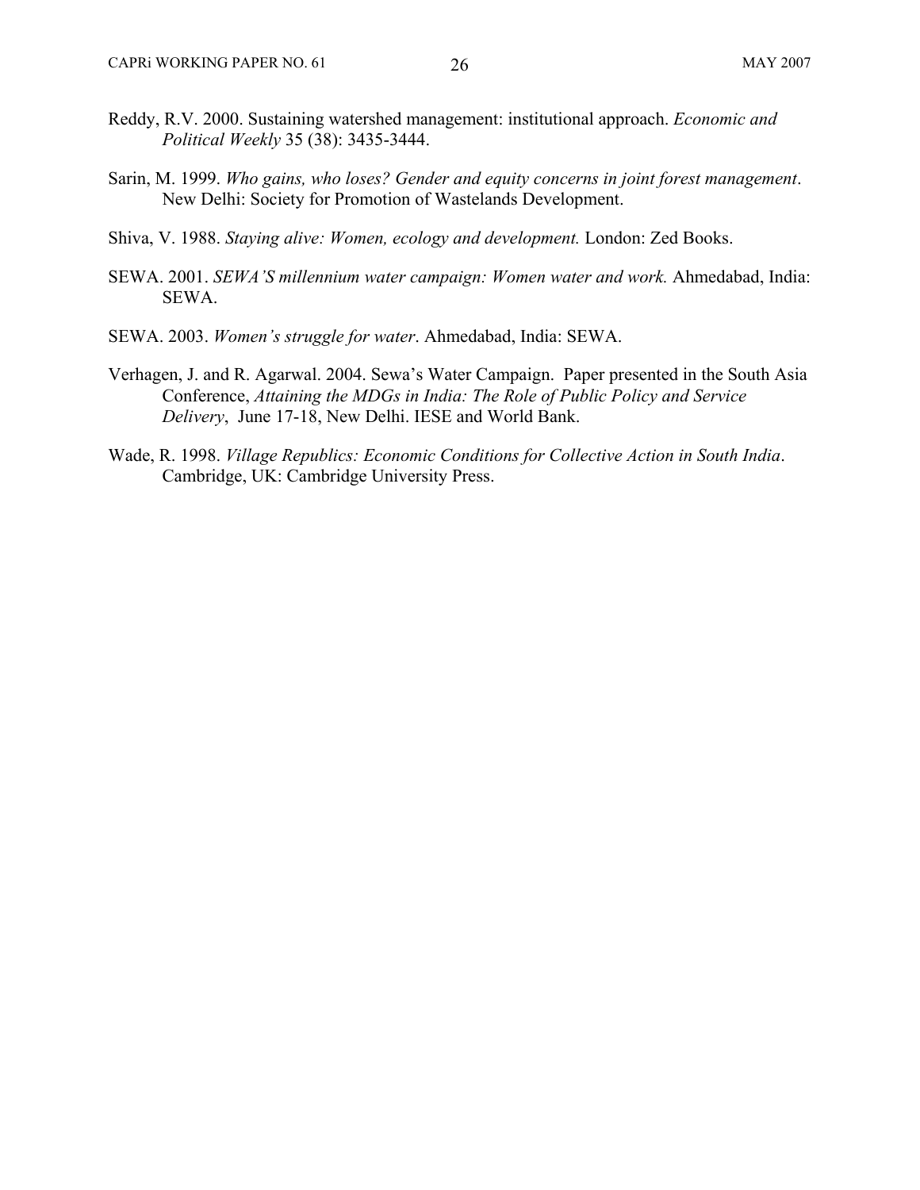Reddy, R.V. 2000. Sustaining watershed management: institutional approach. *Economic and Political Weekly* 35 (38): 3435-3444.

Sarin, M. 1999. *Who gains, who loses? Gender and equity concerns in joint forest management*. New Delhi: Society for Promotion of Wastelands Development.

Shiva, V. 1988. *Staying alive: Women, ecology and development.* London: Zed Books.

SEWA. 2001. *SEWA'S millennium water campaign: Women water and work.* Ahmedabad, India: SEWA.

SEWA. 2003. *Women's struggle for water*. Ahmedabad, India: SEWA.

Verhagen, J. and R. Agarwal. 2004. Sewa's Water Campaign. Paper presented in the South Asia Conference, *Attaining the MDGs in India: The Role of Public Policy and Service Delivery*, June 17-18, New Delhi. IESE and World Bank.

Wade, R. 1998. *Village Republics: Economic Conditions for Collective Action in South India*. Cambridge, UK: Cambridge University Press.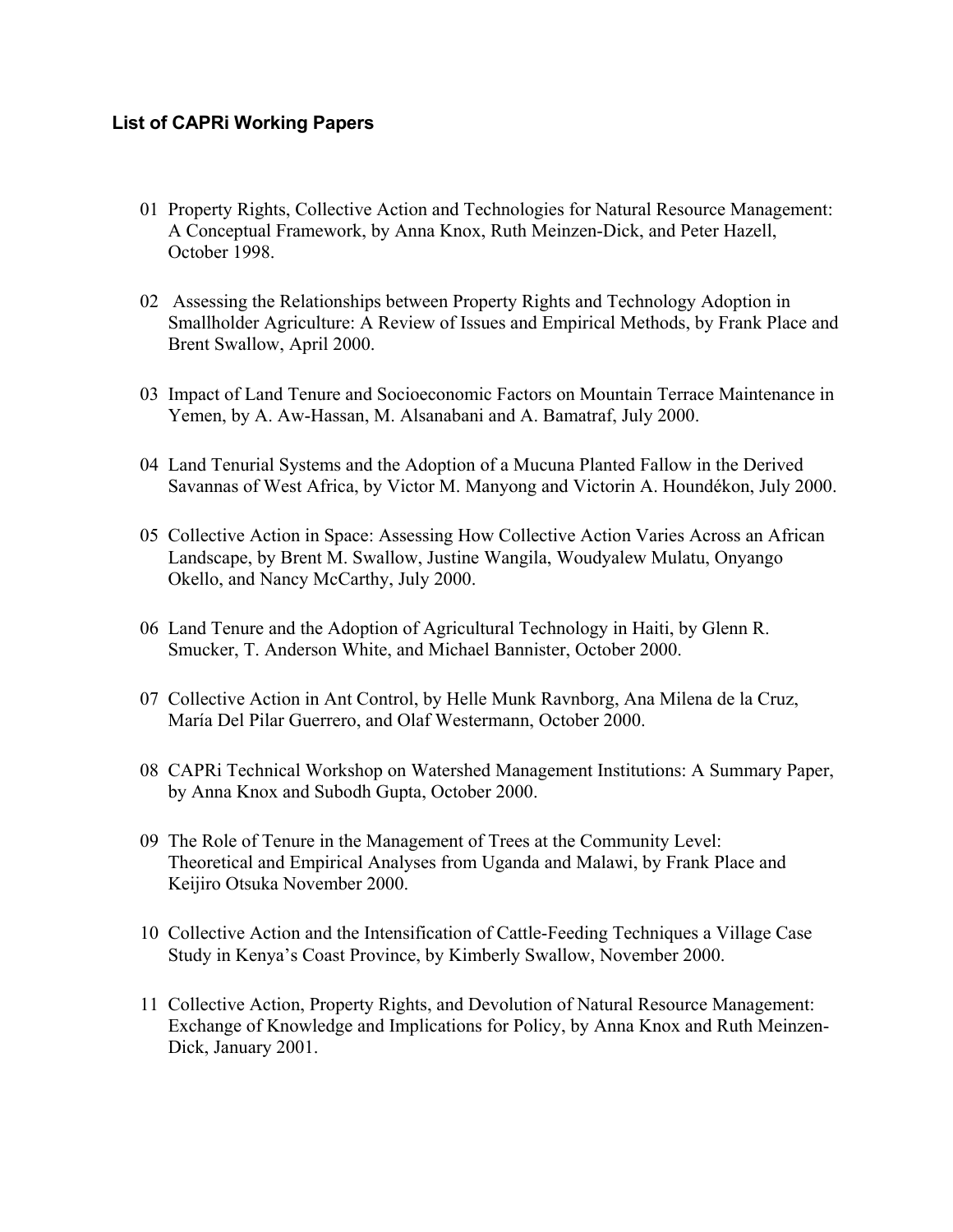## List of CAPRi Working Papers

01 Property Rights, Collective Action and Technologies for Natural Resource Management: A Conceptual Framework, by Anna Knox, Ruth Meinzen-Dick, and Peter Hazell, October 1998.

02 Assessing the Relationships between Property Rights and Technology Adoption in Smallholder Agriculture: A Review of Issues and Empirical Methods, by Frank Place and Brent Swallow, April 2000.

03 Impact of Land Tenure and Socioeconomic Factors on Mountain Terrace Maintenance in Yemen, by A. Aw-Hassan, M. Alsanabani and A. Bamatraf, July 2000.

04 Land Tenurial Systems and the Adoption of a Mucuna Planted Fallow in the Derived Savannas of West Africa, by Victor M. Manyong and Victorin A. Houndékon, July 2000.

05 Collective Action in Space: Assessing How Collective Action Varies Across an African Landscape, by Brent M. Swallow, Justine Wangila, Woudyalew Mulatu, Onyango Okello, and Nancy McCarthy, July 2000.

06 Land Tenure and the Adoption of Agricultural Technology in Haiti, by Glenn R. Smucker, T. Anderson White, and Michael Bannister, October 2000.

07 Collective Action in Ant Control, by Helle Munk Ravnborg, Ana Milena de la Cruz, María Del Pilar Guerrero, and Olaf Westermann, October 2000.

08 CAPRi Technical Workshop on Watershed Management Institutions: A Summary Paper, by Anna Knox and Subodh Gupta, October 2000.

09 The Role of Tenure in the Management of Trees at the Community Level: Theoretical and Empirical Analyses from Uganda and Malawi, by Frank Place and Keijiro Otsuka November 2000.

10 Collective Action and the Intensification of Cattle-Feeding Techniques a Village Case Study in Kenya's Coast Province, by Kimberly Swallow, November 2000.

11 Collective Action, Property Rights, and Devolution of Natural Resource Management: Exchange of Knowledge and Implications for Policy, by Anna Knox and Ruth Meinzen-Dick, January 2001.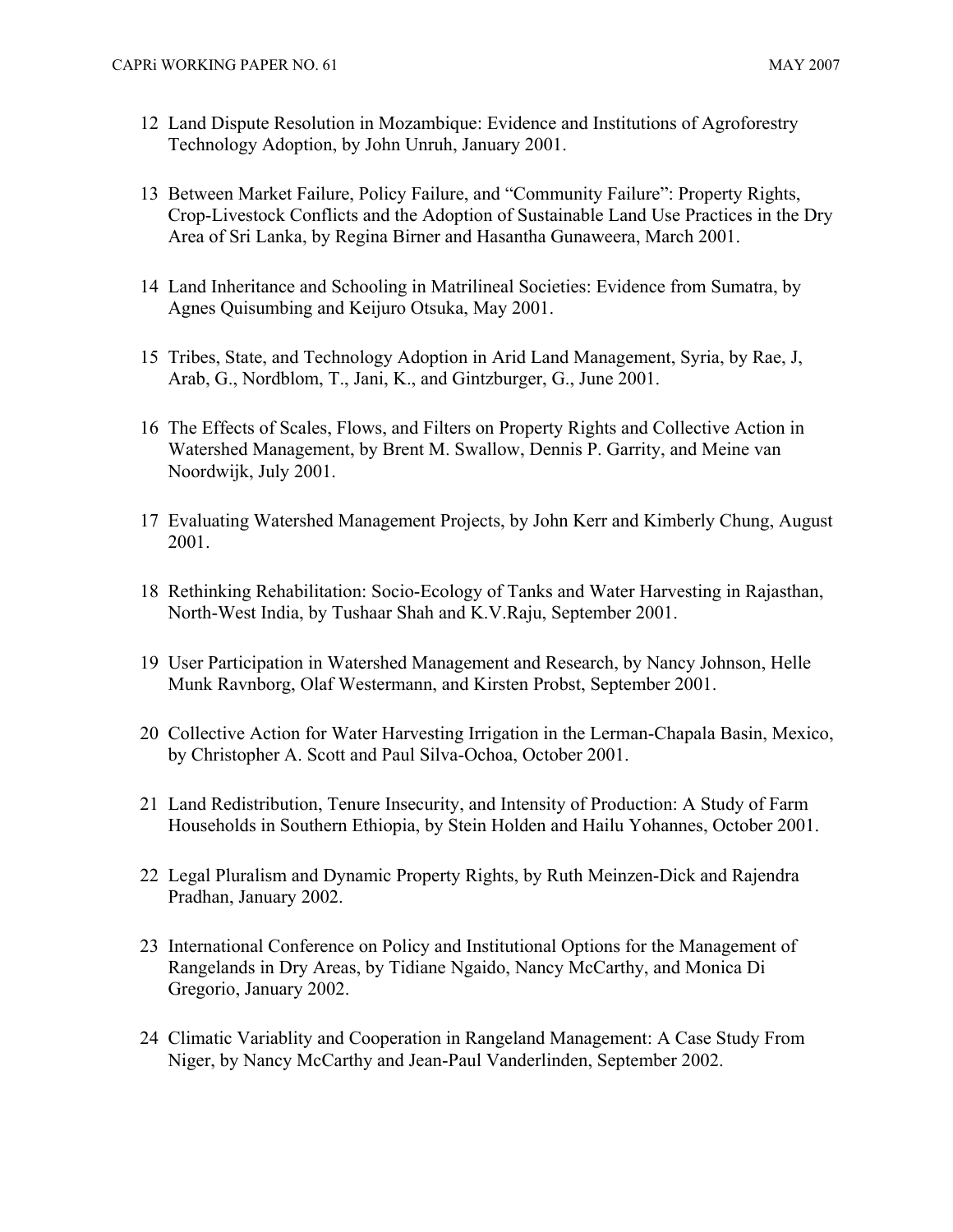12 Land Dispute Resolution in Mozambique: Evidence and Institutions of Agroforestry Technology Adoption, by John Unruh, January 2001.

13 Between Market Failure, Policy Failure, and "Community Failure": Property Rights, Crop-Livestock Conflicts and the Adoption of Sustainable Land Use Practices in the Dry Area of Sri Lanka, by Regina Birner and Hasantha Gunaweera, March 2001.

14 Land Inheritance and Schooling in Matrilineal Societies: Evidence from Sumatra, by Agnes Quisumbing and Keijuro Otsuka, May 2001.

15 Tribes, State, and Technology Adoption in Arid Land Management, Syria, by Rae, J, Arab, G., Nordblom, T., Jani, K., and Gintzburger, G., June 2001.

16 The Effects of Scales, Flows, and Filters on Property Rights and Collective Action in Watershed Management, by Brent M. Swallow, Dennis P. Garrity, and Meine van Noordwijk, July 2001.

17 Evaluating Watershed Management Projects, by John Kerr and Kimberly Chung, August 2001.

18 Rethinking Rehabilitation: Socio-Ecology of Tanks and Water Harvesting in Rajasthan, North-West India, by Tushaar Shah and K.V.Raju, September 2001.

19 User Participation in Watershed Management and Research, by Nancy Johnson, Helle Munk Ravnborg, Olaf Westermann, and Kirsten Probst, September 2001.

20 Collective Action for Water Harvesting Irrigation in the Lerman-Chapala Basin, Mexico, by Christopher A. Scott and Paul Silva-Ochoa, October 2001.

21 Land Redistribution, Tenure Insecurity, and Intensity of Production: A Study of Farm Households in Southern Ethiopia, by Stein Holden and Hailu Yohannes, October 2001.

22 Legal Pluralism and Dynamic Property Rights, by Ruth Meinzen-Dick and Rajendra Pradhan, January 2002.

23 International Conference on Policy and Institutional Options for the Management of Rangelands in Dry Areas, by Tidiane Ngaido, Nancy McCarthy, and Monica Di Gregorio, January 2002.

24 Climatic Variablity and Cooperation in Rangeland Management: A Case Study From Niger, by Nancy McCarthy and Jean-Paul Vanderlinden, September 2002.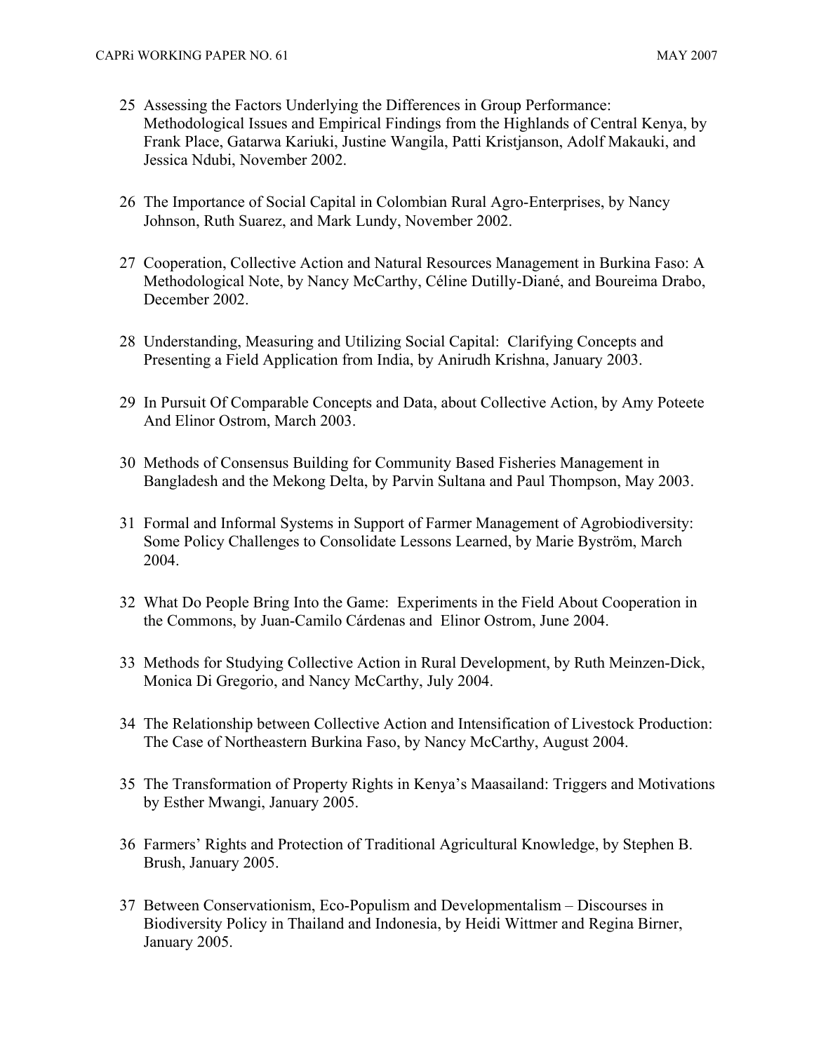25 Assessing the Factors Underlying the Differences in Group Performance: Methodological Issues and Empirical Findings from the Highlands of Central Kenya, by Frank Place, Gatarwa Kariuki, Justine Wangila, Patti Kristjanson, Adolf Makauki, and Jessica Ndubi, November 2002.

26 The Importance of Social Capital in Colombian Rural Agro-Enterprises, by Nancy Johnson, Ruth Suarez, and Mark Lundy, November 2002.

27 Cooperation, Collective Action and Natural Resources Management in Burkina Faso: A Methodological Note, by Nancy McCarthy, Céline Dutilly-Diané, and Boureima Drabo, December 2002.

28 Understanding, Measuring and Utilizing Social Capital: Clarifying Concepts and Presenting a Field Application from India, by Anirudh Krishna, January 2003.

29 In Pursuit Of Comparable Concepts and Data, about Collective Action, by Amy Poteete And Elinor Ostrom, March 2003.

30 Methods of Consensus Building for Community Based Fisheries Management in Bangladesh and the Mekong Delta, by Parvin Sultana and Paul Thompson, May 2003.

31 Formal and Informal Systems in Support of Farmer Management of Agrobiodiversity: Some Policy Challenges to Consolidate Lessons Learned, by Marie Byström, March 2004.

32 What Do People Bring Into the Game: Experiments in the Field About Cooperation in the Commons, by Juan-Camilo Cárdenas and Elinor Ostrom, June 2004.

33 Methods for Studying Collective Action in Rural Development, by Ruth Meinzen-Dick, Monica Di Gregorio, and Nancy McCarthy, July 2004.

34 The Relationship between Collective Action and Intensification of Livestock Production: The Case of Northeastern Burkina Faso, by Nancy McCarthy, August 2004.

35 The Transformation of Property Rights in Kenya's Maasailand: Triggers and Motivations by Esther Mwangi, January 2005.

36 Farmers' Rights and Protection of Traditional Agricultural Knowledge, by Stephen B. Brush, January 2005.

37 Between Conservationism, Eco-Populism and Developmentalism – Discourses in Biodiversity Policy in Thailand and Indonesia, by Heidi Wittmer and Regina Birner, January 2005.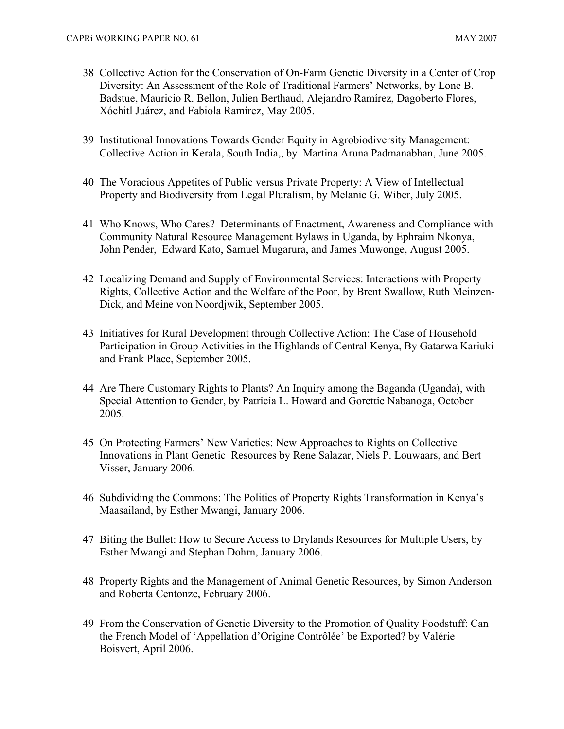38 Collective Action for the Conservation of On-Farm Genetic Diversity in a Center of Crop Diversity: An Assessment of the Role of Traditional Farmers' Networks, by Lone B. Badstue, Mauricio R. Bellon, Julien Berthaud, Alejandro Ramírez, Dagoberto Flores, Xóchitl Juárez, and Fabiola Ramírez, May 2005.

39 Institutional Innovations Towards Gender Equity in Agrobiodiversity Management: Collective Action in Kerala, South India,, by Martina Aruna Padmanabhan, June 2005.

40 The Voracious Appetites of Public versus Private Property: A View of Intellectual Property and Biodiversity from Legal Pluralism, by Melanie G. Wiber, July 2005.

41 Who Knows, Who Cares? Determinants of Enactment, Awareness and Compliance with Community Natural Resource Management Bylaws in Uganda, by Ephraim Nkonya, John Pender, Edward Kato, Samuel Mugarura, and James Muwonge, August 2005.

42 Localizing Demand and Supply of Environmental Services: Interactions with Property Rights, Collective Action and the Welfare of the Poor, by Brent Swallow, Ruth Meinzen-Dick, and Meine von Noordjwik, September 2005.

43 Initiatives for Rural Development through Collective Action: The Case of Household Participation in Group Activities in the Highlands of Central Kenya, By Gatarwa Kariuki and Frank Place, September 2005.

44 Are There Customary Rights to Plants? An Inquiry among the Baganda (Uganda), with Special Attention to Gender, by Patricia L. Howard and Gorettie Nabanoga, October 2005.

45 On Protecting Farmers' New Varieties: New Approaches to Rights on Collective Innovations in Plant Genetic Resources by Rene Salazar, Niels P. Louwaars, and Bert Visser, January 2006.

46 Subdividing the Commons: The Politics of Property Rights Transformation in Kenya's Maasailand, by Esther Mwangi, January 2006.

47 Biting the Bullet: How to Secure Access to Drylands Resources for Multiple Users, by Esther Mwangi and Stephan Dohrn, January 2006.

48 Property Rights and the Management of Animal Genetic Resources, by Simon Anderson and Roberta Centonze, February 2006.

49 From the Conservation of Genetic Diversity to the Promotion of Quality Foodstuff: Can the French Model of 'Appellation d'Origine Contrôlée' be Exported? by Valérie Boisvert, April 2006.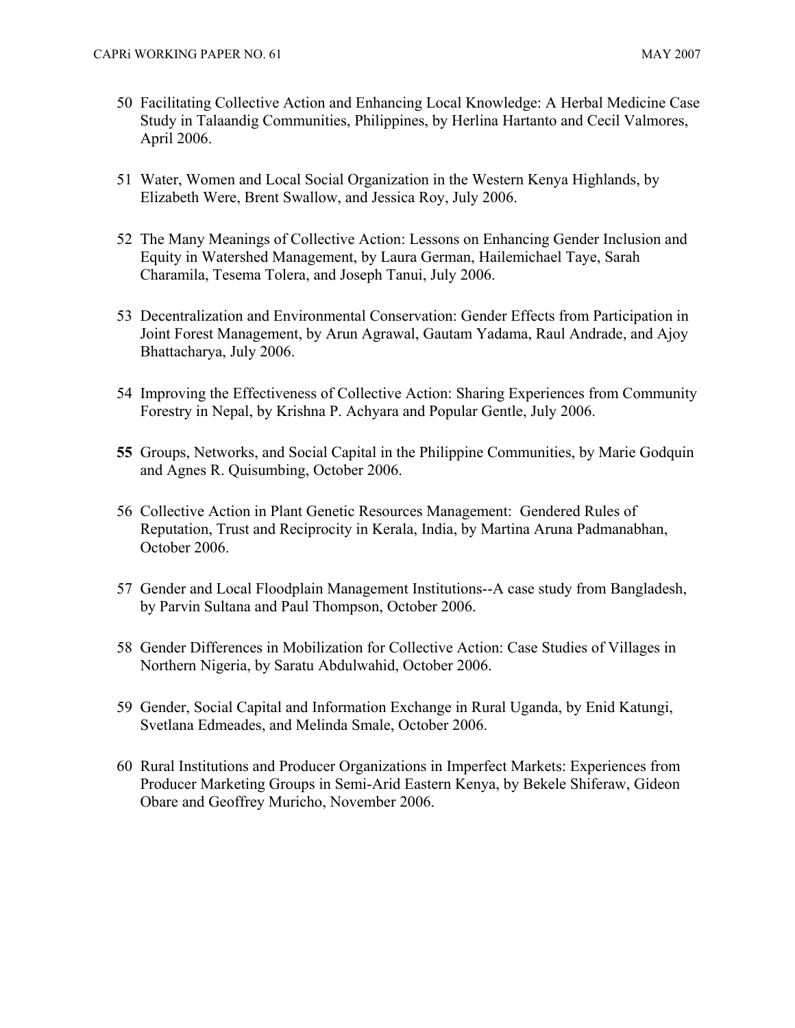50 Facilitating Collective Action and Enhancing Local Knowledge: A Herbal Medicine Case Study in Talaandig Communities, Philippines, by Herlina Hartanto and Cecil Valmores, April 2006.

51 Water, Women and Local Social Organization in the Western Kenya Highlands, by Elizabeth Were, Brent Swallow, and Jessica Roy, July 2006.

52 The Many Meanings of Collective Action: Lessons on Enhancing Gender Inclusion and Equity in Watershed Management, by Laura German, Hailemichael Taye, Sarah Charamila, Tesema Tolera, and Joseph Tanui, July 2006.

53 Decentralization and Environmental Conservation: Gender Effects from Participation in Joint Forest Management, by Arun Agrawal, Gautam Yadama, Raul Andrade, and Ajoy Bhattacharya, July 2006.

54 Improving the Effectiveness of Collective Action: Sharing Experiences from Community Forestry in Nepal, by Krishna P. Achyara and Popular Gentle, July 2006.

**55** Groups, Networks, and Social Capital in the Philippine Communities, by Marie Godquin and Agnes R. Quisumbing, October 2006.

56 Collective Action in Plant Genetic Resources Management: Gendered Rules of Reputation, Trust and Reciprocity in Kerala, India, by Martina Aruna Padmanabhan, October 2006.

57 Gender and Local Floodplain Management Institutions--A case study from Bangladesh, by Parvin Sultana and Paul Thompson, October 2006.

58 Gender Differences in Mobilization for Collective Action: Case Studies of Villages in Northern Nigeria, by Saratu Abdulwahid, October 2006.

59 Gender, Social Capital and Information Exchange in Rural Uganda, by Enid Katungi, Svetlana Edmeades, and Melinda Smale, October 2006.

60 Rural Institutions and Producer Organizations in Imperfect Markets: Experiences from Producer Marketing Groups in Semi-Arid Eastern Kenya, by Bekele Shiferaw, Gideon Obare and Geoffrey Muricho, November 2006.